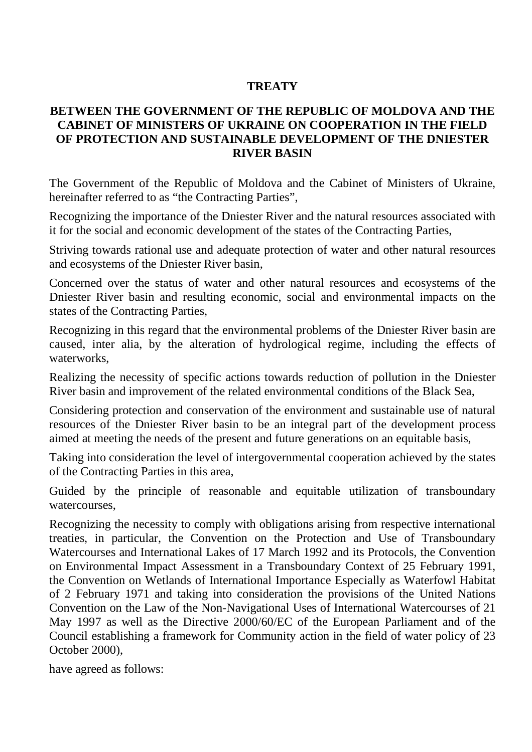# TREATY

## BETWEEN THE GOVERNMENT OF THE REPUBLIC OF MOLDOVA AND THE CABINET OF MINISTERS OF UKRAINE ON COOPERATION IN THE FIELD OF PROTECTION AND SUSTAINABLE DEVELOPMENT OF THE DNIESTER RIVER BASIN

The Government of the Republic of Moldova and the Cabinet of Ministers of Ukraine, hereinafter referred to as "the Contracting Parties",

Recognizing the importance of the Dniester River and the natural resources associated with it for the social and economic development of the states of the Contracting Parties,

Striving towards rational use and adequate protection of water and other natural resources and ecosystems of the Dniester River basin,

Concerned over the status of water and other natural resources and ecosystems of the Dniester River basin and resulting economic, social and environmental impacts on the states of the Contracting Parties,

Recognizing in this regard that the environmental problems of the Dniester River basin are caused, inter alia, by the alteration of hydrological regime, including the effects of waterworks,

Realizing the necessity of specific actions towards reduction of pollution in the Dniester River basin and improvement of the related environmental conditions of the Black Sea,

Considering protection and conservation of the environment and sustainable use of natural resources of the Dniester River basin to be an integral part of the development process aimed at meeting the needs of the present and future generations on an equitable basis,

Taking into consideration the level of intergovernmental cooperation achieved by the states of the Contracting Parties in this area,

Guided by the principle of reasonable and equitable utilization of transboundary watercourses,

Recognizing the necessity to comply with obligations arising from respective international treaties, in particular, the Convention on the Protection and Use of Transboundary Watercourses and International Lakes of 17 March 1992 and its Protocols, the Convention on Environmental Impact Assessment in a Transboundary Context of 25 February 1991, the Convention on Wetlands of International Importance Especially as Waterfowl Habitat of 2 February 1971 and taking into consideration the provisions of the United Nations Convention on the Law of the Non-Navigational Uses of International Watercourses of 21 May 1997 as well as the Directive 2000/60/EC of the European Parliament and of the Council establishing a framework for Community action in the field of water policy of 23 October 2000),

have agreed as follows: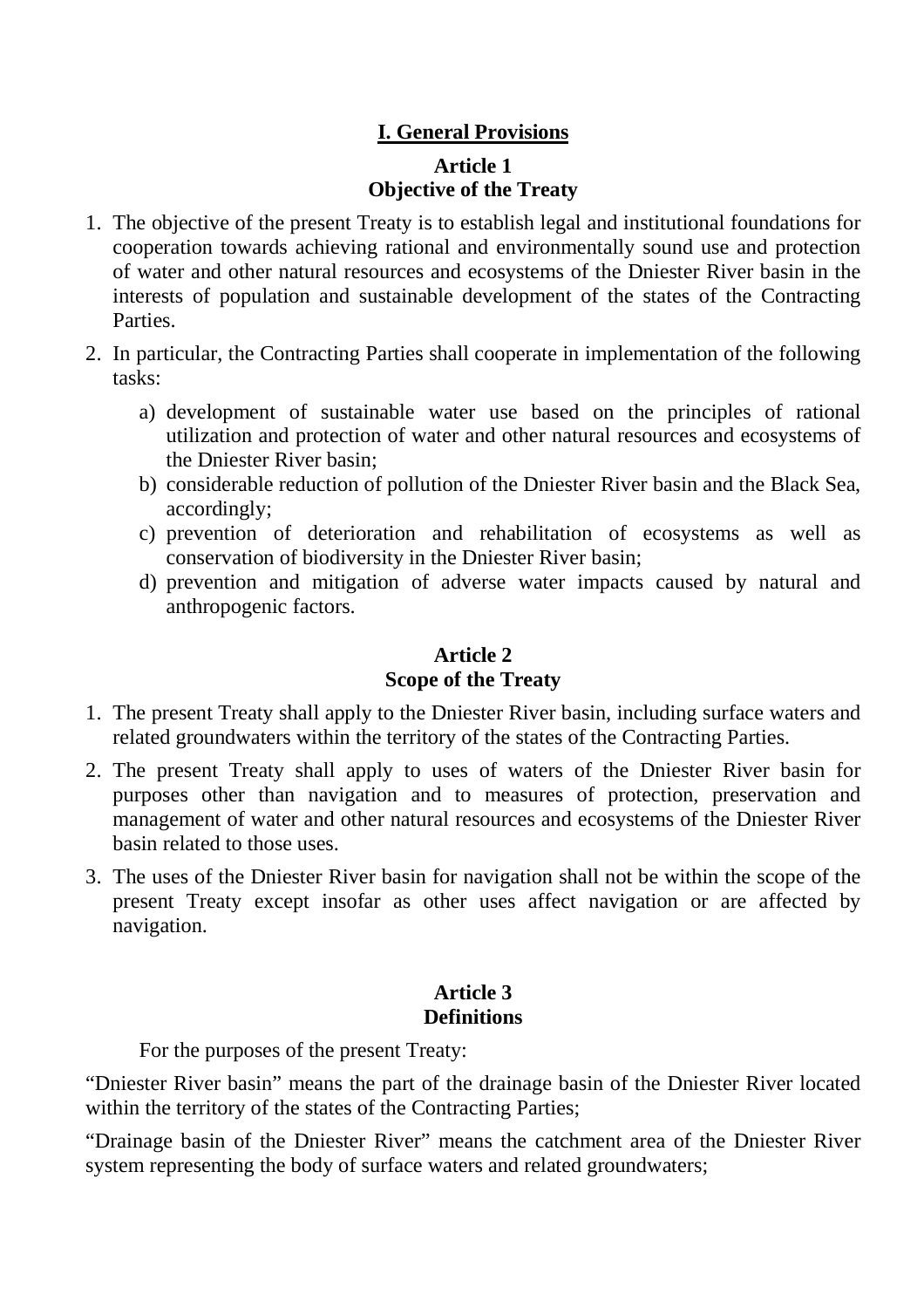## I. General Provisions

### Article 1
### Objective of the Treaty

1. The objective of the present Treaty is to establish legal and institutional foundations for cooperation towards achieving rational and environmentally sound use and protection of water and other natural resources and ecosystems of the Dniester River basin in the interests of population and sustainable development of the states of the Contracting Parties.

2. In particular, the Contracting Parties shall cooperate in implementation of the following tasks:
   a) development of sustainable water use based on the principles of rational utilization and protection of water and other natural resources and ecosystems of the Dniester River basin;
   b) considerable reduction of pollution of the Dniester River basin and the Black Sea, accordingly;
   c) prevention of deterioration and rehabilitation of ecosystems as well as conservation of biodiversity in the Dniester River basin;
   d) prevention and mitigation of adverse water impacts caused by natural and anthropogenic factors.

### Article 2
### Scope of the Treaty

1. The present Treaty shall apply to the Dniester River basin, including surface waters and related groundwaters within the territory of the states of the Contracting Parties.

2. The present Treaty shall apply to uses of waters of the Dniester River basin for purposes other than navigation and to measures of protection, preservation and management of water and other natural resources and ecosystems of the Dniester River basin related to those uses.

3. The uses of the Dniester River basin for navigation shall not be within the scope of the present Treaty except insofar as other uses affect navigation or are affected by navigation.

### Article 3
### Definitions

For the purposes of the present Treaty:

"Dniester River basin" means the part of the drainage basin of the Dniester River located within the territory of the states of the Contracting Parties;

"Drainage basin of the Dniester River" means the catchment area of the Dniester River system representing the body of surface waters and related groundwaters;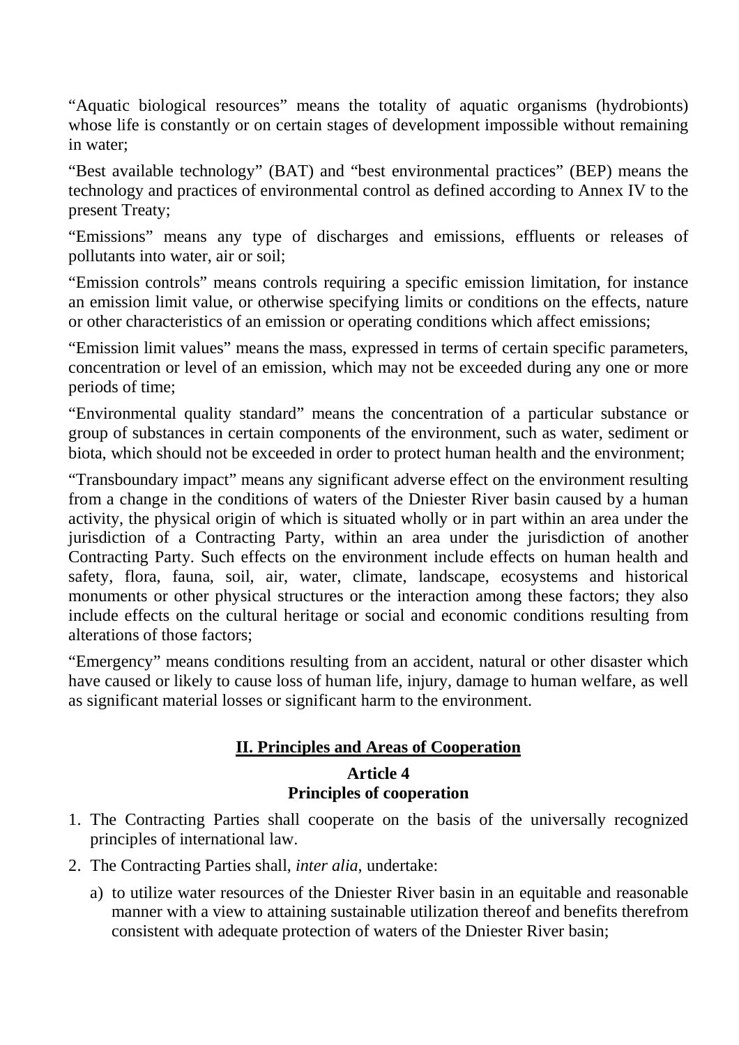"Aquatic biological resources" means the totality of aquatic organisms (hydrobionts) whose life is constantly or on certain stages of development impossible without remaining in water;

"Best available technology" (BAT) and "best environmental practices" (BEP) means the technology and practices of environmental control as defined according to Annex IV to the present Treaty;

"Emissions" means any type of discharges and emissions, effluents or releases of pollutants into water, air or soil;

"Emission controls" means controls requiring a specific emission limitation, for instance an emission limit value, or otherwise specifying limits or conditions on the effects, nature or other characteristics of an emission or operating conditions which affect emissions;

"Emission limit values" means the mass, expressed in terms of certain specific parameters, concentration or level of an emission, which may not be exceeded during any one or more periods of time;

"Environmental quality standard" means the concentration of a particular substance or group of substances in certain components of the environment, such as water, sediment or biota, which should not be exceeded in order to protect human health and the environment;

"Transboundary impact" means any significant adverse effect on the environment resulting from a change in the conditions of waters of the Dniester River basin caused by a human activity, the physical origin of which is situated wholly or in part within an area under the jurisdiction of a Contracting Party, within an area under the jurisdiction of another Contracting Party. Such effects on the environment include effects on human health and safety, flora, fauna, soil, air, water, climate, landscape, ecosystems and historical monuments or other physical structures or the interaction among these factors; they also include effects on the cultural heritage or social and economic conditions resulting from alterations of those factors;

"Emergency" means conditions resulting from an accident, natural or other disaster which have caused or likely to cause loss of human life, injury, damage to human welfare, as well as significant material losses or significant harm to the environment.

## II. Principles and Areas of Cooperation

### Article 4
### Principles of cooperation

1. The Contracting Parties shall cooperate on the basis of the universally recognized principles of international law.
2. The Contracting Parties shall, *inter alia*, undertake:
   a) to utilize water resources of the Dniester River basin in an equitable and reasonable manner with a view to attaining sustainable utilization thereof and benefits therefrom consistent with adequate protection of waters of the Dniester River basin;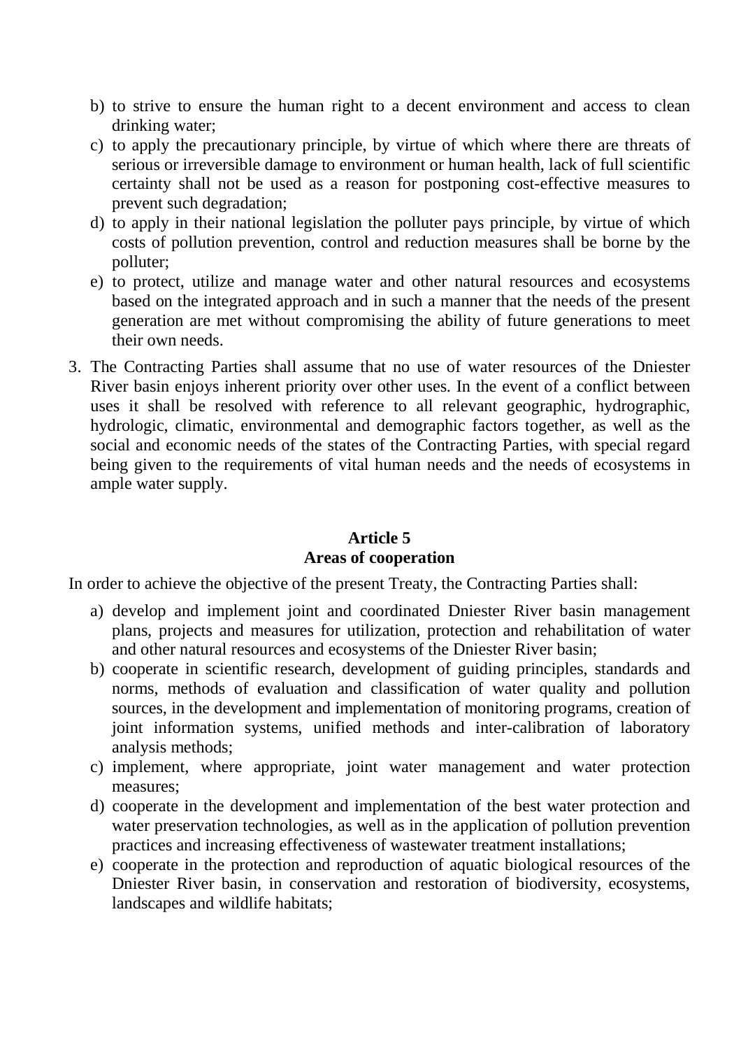b) to strive to ensure the human right to a decent environment and access to clean drinking water;
c) to apply the precautionary principle, by virtue of which where there are threats of serious or irreversible damage to environment or human health, lack of full scientific certainty shall not be used as a reason for postponing cost-effective measures to prevent such degradation;
d) to apply in their national legislation the polluter pays principle, by virtue of which costs of pollution prevention, control and reduction measures shall be borne by the polluter;
e) to protect, utilize and manage water and other natural resources and ecosystems based on the integrated approach and in such a manner that the needs of the present generation are met without compromising the ability of future generations to meet their own needs.

3. The Contracting Parties shall assume that no use of water resources of the Dniester River basin enjoys inherent priority over other uses. In the event of a conflict between uses it shall be resolved with reference to all relevant geographic, hydrographic, hydrologic, climatic, environmental and demographic factors together, as well as the social and economic needs of the states of the Contracting Parties, with special regard being given to the requirements of vital human needs and the needs of ecosystems in ample water supply.

## Article 5
## Areas of cooperation

In order to achieve the objective of the present Treaty, the Contracting Parties shall:

a) develop and implement joint and coordinated Dniester River basin management plans, projects and measures for utilization, protection and rehabilitation of water and other natural resources and ecosystems of the Dniester River basin;
b) cooperate in scientific research, development of guiding principles, standards and norms, methods of evaluation and classification of water quality and pollution sources, in the development and implementation of monitoring programs, creation of joint information systems, unified methods and inter-calibration of laboratory analysis methods;
c) implement, where appropriate, joint water management and water protection measures;
d) cooperate in the development and implementation of the best water protection and water preservation technologies, as well as in the application of pollution prevention practices and increasing effectiveness of wastewater treatment installations;
e) cooperate in the protection and reproduction of aquatic biological resources of the Dniester River basin, in conservation and restoration of biodiversity, ecosystems, landscapes and wildlife habitats;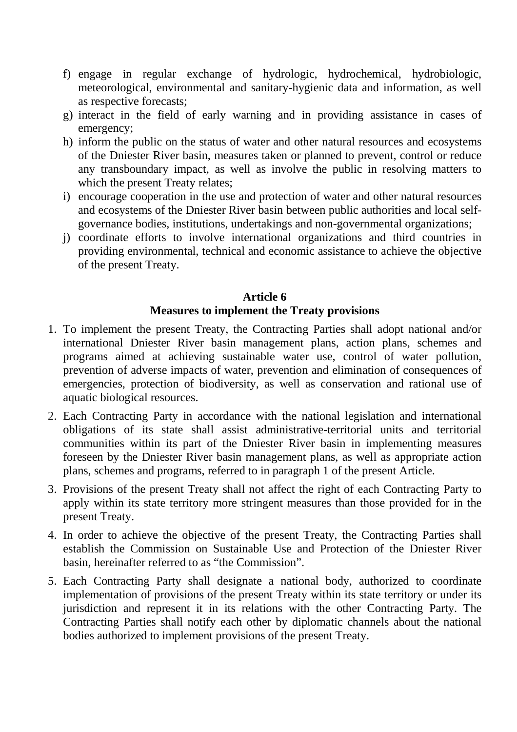f) engage in regular exchange of hydrologic, hydrochemical, hydrobiologic, meteorological, environmental and sanitary-hygienic data and information, as well as respective forecasts;

g) interact in the field of early warning and in providing assistance in cases of emergency;

h) inform the public on the status of water and other natural resources and ecosystems of the Dniester River basin, measures taken or planned to prevent, control or reduce any transboundary impact, as well as involve the public in resolving matters to which the present Treaty relates;

i) encourage cooperation in the use and protection of water and other natural resources and ecosystems of the Dniester River basin between public authorities and local self-governance bodies, institutions, undertakings and non-governmental organizations;

j) coordinate efforts to involve international organizations and third countries in providing environmental, technical and economic assistance to achieve the objective of the present Treaty.

**Article 6**
**Measures to implement the Treaty provisions**

1. To implement the present Treaty, the Contracting Parties shall adopt national and/or international Dniester River basin management plans, action plans, schemes and programs aimed at achieving sustainable water use, control of water pollution, prevention of adverse impacts of water, prevention and elimination of consequences of emergencies, protection of biodiversity, as well as conservation and rational use of aquatic biological resources.

2. Each Contracting Party in accordance with the national legislation and international obligations of its state shall assist administrative-territorial units and territorial communities within its part of the Dniester River basin in implementing measures foreseen by the Dniester River basin management plans, as well as appropriate action plans, schemes and programs, referred to in paragraph 1 of the present Article.

3. Provisions of the present Treaty shall not affect the right of each Contracting Party to apply within its state territory more stringent measures than those provided for in the present Treaty.

4. In order to achieve the objective of the present Treaty, the Contracting Parties shall establish the Commission on Sustainable Use and Protection of the Dniester River basin, hereinafter referred to as "the Commission".

5. Each Contracting Party shall designate a national body, authorized to coordinate implementation of provisions of the present Treaty within its state territory or under its jurisdiction and represent it in its relations with the other Contracting Party. The Contracting Parties shall notify each other by diplomatic channels about the national bodies authorized to implement provisions of the present Treaty.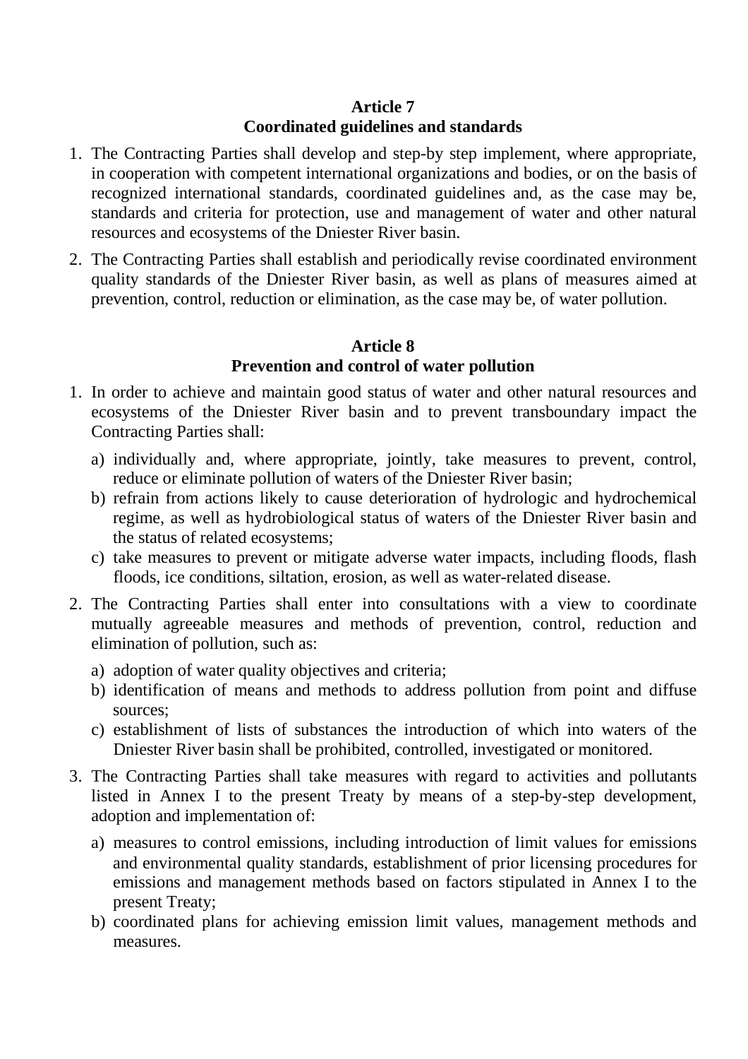## Article 7
## Coordinated guidelines and standards

1. The Contracting Parties shall develop and step-by step implement, where appropriate, in cooperation with competent international organizations and bodies, or on the basis of recognized international standards, coordinated guidelines and, as the case may be, standards and criteria for protection, use and management of water and other natural resources and ecosystems of the Dniester River basin.
2. The Contracting Parties shall establish and periodically revise coordinated environment quality standards of the Dniester River basin, as well as plans of measures aimed at prevention, control, reduction or elimination, as the case may be, of water pollution.

## Article 8
## Prevention and control of water pollution

1. In order to achieve and maintain good status of water and other natural resources and ecosystems of the Dniester River basin and to prevent transboundary impact the Contracting Parties shall:
   a) individually and, where appropriate, jointly, take measures to prevent, control, reduce or eliminate pollution of waters of the Dniester River basin;
   b) refrain from actions likely to cause deterioration of hydrologic and hydrochemical regime, as well as hydrobiological status of waters of the Dniester River basin and the status of related ecosystems;
   c) take measures to prevent or mitigate adverse water impacts, including floods, flash floods, ice conditions, siltation, erosion, as well as water-related disease.
2. The Contracting Parties shall enter into consultations with a view to coordinate mutually agreeable measures and methods of prevention, control, reduction and elimination of pollution, such as:
   a) adoption of water quality objectives and criteria;
   b) identification of means and methods to address pollution from point and diffuse sources;
   c) establishment of lists of substances the introduction of which into waters of the Dniester River basin shall be prohibited, controlled, investigated or monitored.
3. The Contracting Parties shall take measures with regard to activities and pollutants listed in Annex I to the present Treaty by means of a step-by-step development, adoption and implementation of:
   a) measures to control emissions, including introduction of limit values for emissions and environmental quality standards, establishment of prior licensing procedures for emissions and management methods based on factors stipulated in Annex I to the present Treaty;
   b) coordinated plans for achieving emission limit values, management methods and measures.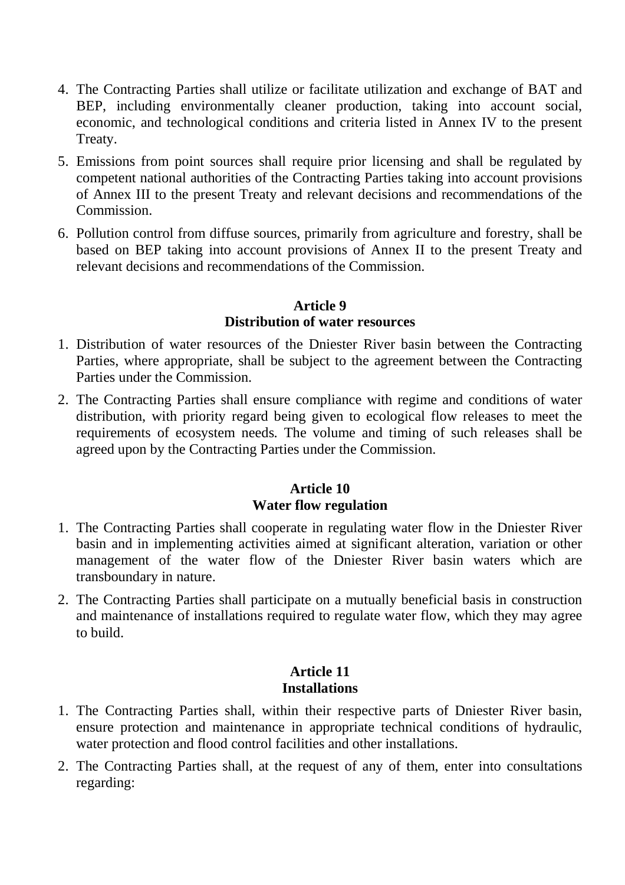4. The Contracting Parties shall utilize or facilitate utilization and exchange of BAT and BEP, including environmentally cleaner production, taking into account social, economic, and technological conditions and criteria listed in Annex IV to the present Treaty.
5. Emissions from point sources shall require prior licensing and shall be regulated by competent national authorities of the Contracting Parties taking into account provisions of Annex III to the present Treaty and relevant decisions and recommendations of the Commission.
6. Pollution control from diffuse sources, primarily from agriculture and forestry, shall be based on BEP taking into account provisions of Annex II to the present Treaty and relevant decisions and recommendations of the Commission.

### Article 9
### Distribution of water resources

1. Distribution of water resources of the Dniester River basin between the Contracting Parties, where appropriate, shall be subject to the agreement between the Contracting Parties under the Commission.
2. The Contracting Parties shall ensure compliance with regime and conditions of water distribution, with priority regard being given to ecological flow releases to meet the requirements of ecosystem needs. The volume and timing of such releases shall be agreed upon by the Contracting Parties under the Commission.

### Article 10
### Water flow regulation

1. The Contracting Parties shall cooperate in regulating water flow in the Dniester River basin and in implementing activities aimed at significant alteration, variation or other management of the water flow of the Dniester River basin waters which are transboundary in nature.
2. The Contracting Parties shall participate on a mutually beneficial basis in construction and maintenance of installations required to regulate water flow, which they may agree to build.

### Article 11
### Installations

1. The Contracting Parties shall, within their respective parts of Dniester River basin, ensure protection and maintenance in appropriate technical conditions of hydraulic, water protection and flood control facilities and other installations.
2. The Contracting Parties shall, at the request of any of them, enter into consultations regarding: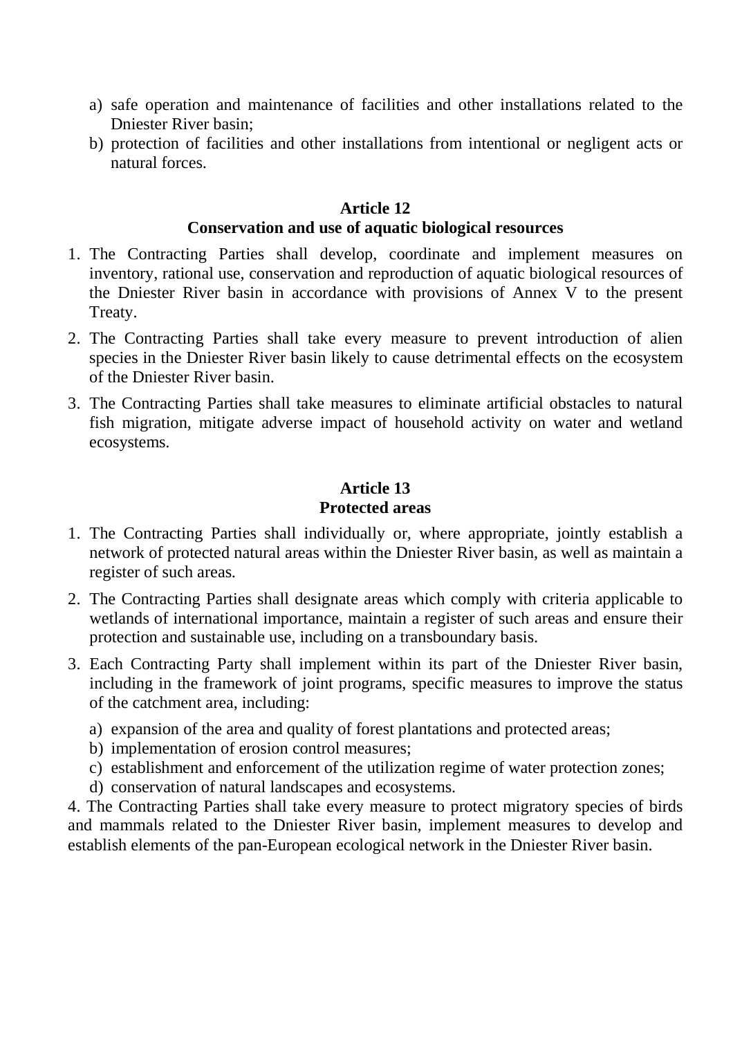a) safe operation and maintenance of facilities and other installations related to the Dniester River basin;
b) protection of facilities and other installations from intentional or negligent acts or natural forces.

### Article 12
### Conservation and use of aquatic biological resources

1. The Contracting Parties shall develop, coordinate and implement measures on inventory, rational use, conservation and reproduction of aquatic biological resources of the Dniester River basin in accordance with provisions of Annex V to the present Treaty.
2. The Contracting Parties shall take every measure to prevent introduction of alien species in the Dniester River basin likely to cause detrimental effects on the ecosystem of the Dniester River basin.
3. The Contracting Parties shall take measures to eliminate artificial obstacles to natural fish migration, mitigate adverse impact of household activity on water and wetland ecosystems.

### Article 13
### Protected areas

1. The Contracting Parties shall individually or, where appropriate, jointly establish a network of protected natural areas within the Dniester River basin, as well as maintain a register of such areas.
2. The Contracting Parties shall designate areas which comply with criteria applicable to wetlands of international importance, maintain a register of such areas and ensure their protection and sustainable use, including on a transboundary basis.
3. Each Contracting Party shall implement within its part of the Dniester River basin, including in the framework of joint programs, specific measures to improve the status of the catchment area, including:
   a) expansion of the area and quality of forest plantations and protected areas;
   b) implementation of erosion control measures;
   c) establishment and enforcement of the utilization regime of water protection zones;
   d) conservation of natural landscapes and ecosystems.

4. The Contracting Parties shall take every measure to protect migratory species of birds and mammals related to the Dniester River basin, implement measures to develop and establish elements of the pan-European ecological network in the Dniester River basin.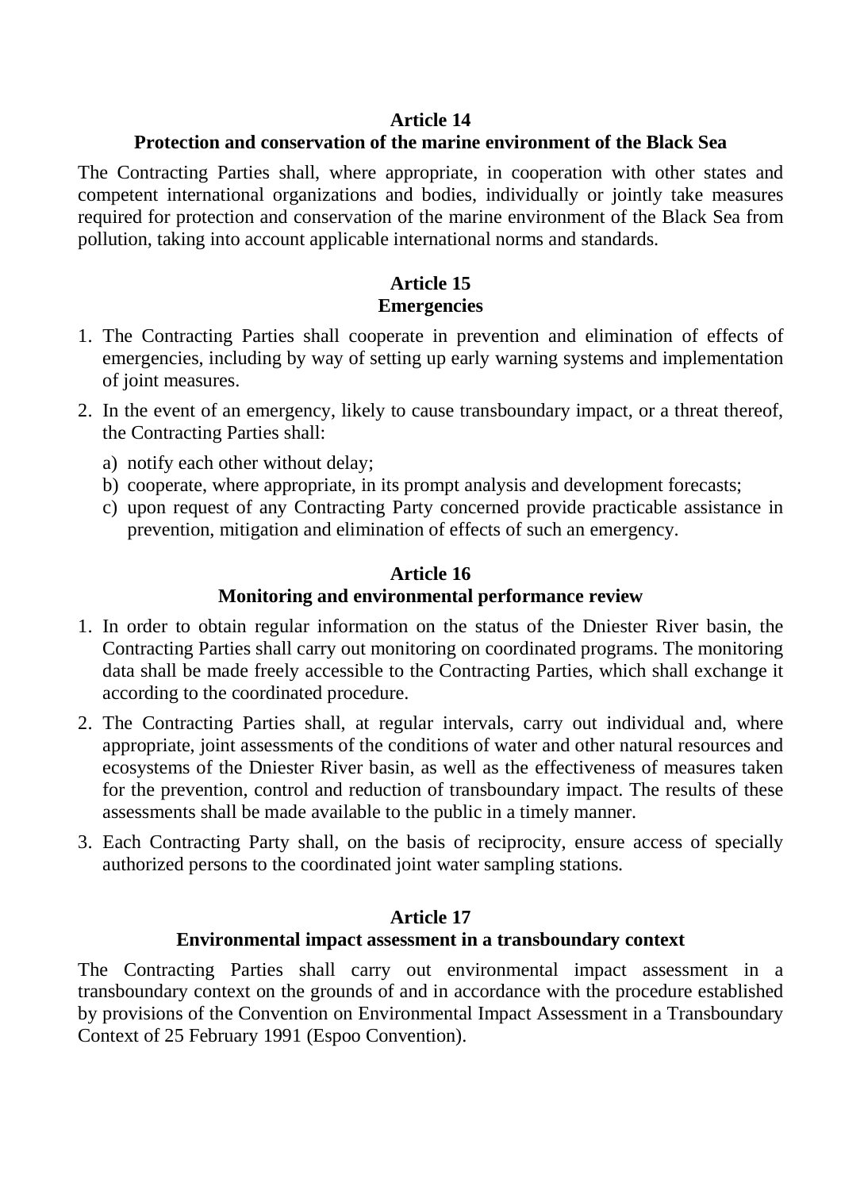## Article 14

## Protection and conservation of the marine environment of the Black Sea

The Contracting Parties shall, where appropriate, in cooperation with other states and competent international organizations and bodies, individually or jointly take measures required for protection and conservation of the marine environment of the Black Sea from pollution, taking into account applicable international norms and standards.

## Article 15

## Emergencies

1. The Contracting Parties shall cooperate in prevention and elimination of effects of emergencies, including by way of setting up early warning systems and implementation of joint measures.
2. In the event of an emergency, likely to cause transboundary impact, or a threat thereof, the Contracting Parties shall:
   a) notify each other without delay;
   b) cooperate, where appropriate, in its prompt analysis and development forecasts;
   c) upon request of any Contracting Party concerned provide practicable assistance in prevention, mitigation and elimination of effects of such an emergency.

## Article 16

## Monitoring and environmental performance review

1. In order to obtain regular information on the status of the Dniester River basin, the Contracting Parties shall carry out monitoring on coordinated programs. The monitoring data shall be made freely accessible to the Contracting Parties, which shall exchange it according to the coordinated procedure.
2. The Contracting Parties shall, at regular intervals, carry out individual and, where appropriate, joint assessments of the conditions of water and other natural resources and ecosystems of the Dniester River basin, as well as the effectiveness of measures taken for the prevention, control and reduction of transboundary impact. The results of these assessments shall be made available to the public in a timely manner.
3. Each Contracting Party shall, on the basis of reciprocity, ensure access of specially authorized persons to the coordinated joint water sampling stations.

## Article 17

## Environmental impact assessment in a transboundary context

The Contracting Parties shall carry out environmental impact assessment in a transboundary context on the grounds of and in accordance with the procedure established by provisions of the Convention on Environmental Impact Assessment in a Transboundary Context of 25 February 1991 (Espoo Convention).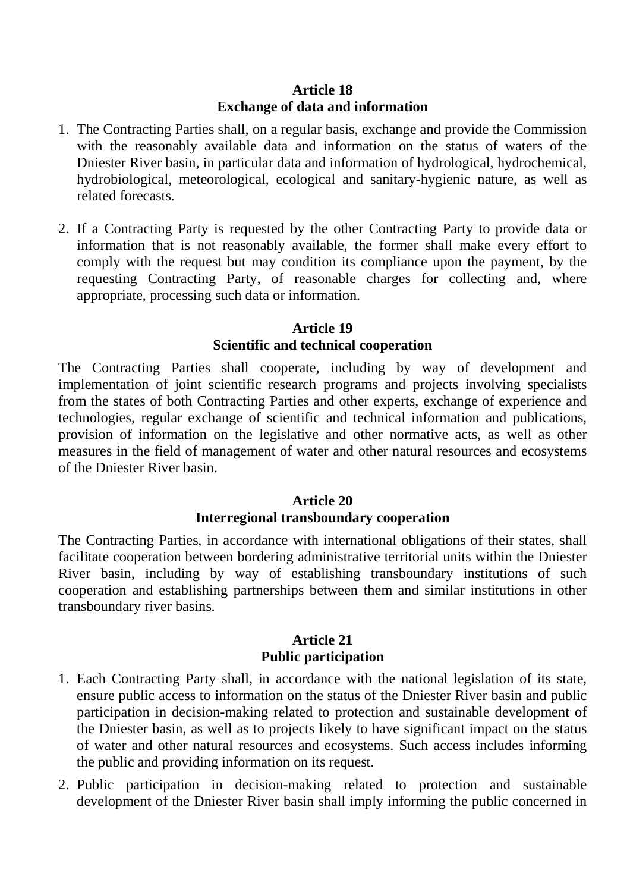### Article 18
### Exchange of data and information

1. The Contracting Parties shall, on a regular basis, exchange and provide the Commission with the reasonably available data and information on the status of waters of the Dniester River basin, in particular data and information of hydrological, hydrochemical, hydrobiological, meteorological, ecological and sanitary-hygienic nature, as well as related forecasts.

2. If a Contracting Party is requested by the other Contracting Party to provide data or information that is not reasonably available, the former shall make every effort to comply with the request but may condition its compliance upon the payment, by the requesting Contracting Party, of reasonable charges for collecting and, where appropriate, processing such data or information.

### Article 19
### Scientific and technical cooperation

The Contracting Parties shall cooperate, including by way of development and implementation of joint scientific research programs and projects involving specialists from the states of both Contracting Parties and other experts, exchange of experience and technologies, regular exchange of scientific and technical information and publications, provision of information on the legislative and other normative acts, as well as other measures in the field of management of water and other natural resources and ecosystems of the Dniester River basin.

### Article 20
### Interregional transboundary cooperation

The Contracting Parties, in accordance with international obligations of their states, shall facilitate cooperation between bordering administrative territorial units within the Dniester River basin, including by way of establishing transboundary institutions of such cooperation and establishing partnerships between them and similar institutions in other transboundary river basins.

### Article 21
### Public participation

1. Each Contracting Party shall, in accordance with the national legislation of its state, ensure public access to information on the status of the Dniester River basin and public participation in decision-making related to protection and sustainable development of the Dniester basin, as well as to projects likely to have significant impact on the status of water and other natural resources and ecosystems. Such access includes informing the public and providing information on its request.

2. Public participation in decision-making related to protection and sustainable development of the Dniester River basin shall imply informing the public concerned in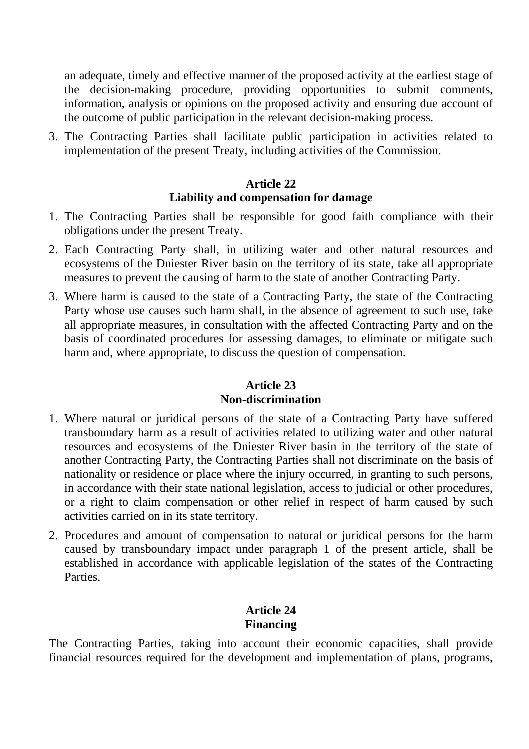an adequate, timely and effective manner of the proposed activity at the earliest stage of the decision-making procedure, providing opportunities to submit comments, information, analysis or opinions on the proposed activity and ensuring due account of the outcome of public participation in the relevant decision-making process.

3. The Contracting Parties shall facilitate public participation in activities related to implementation of the present Treaty, including activities of the Commission.

### Article 22
### Liability and compensation for damage

1. The Contracting Parties shall be responsible for good faith compliance with their obligations under the present Treaty.
2. Each Contracting Party shall, in utilizing water and other natural resources and ecosystems of the Dniester River basin on the territory of its state, take all appropriate measures to prevent the causing of harm to the state of another Contracting Party.
3. Where harm is caused to the state of a Contracting Party, the state of the Contracting Party whose use causes such harm shall, in the absence of agreement to such use, take all appropriate measures, in consultation with the affected Contracting Party and on the basis of coordinated procedures for assessing damages, to eliminate or mitigate such harm and, where appropriate, to discuss the question of compensation.

### Article 23
### Non-discrimination

1. Where natural or juridical persons of the state of a Contracting Party have suffered transboundary harm as a result of activities related to utilizing water and other natural resources and ecosystems of the Dniester River basin in the territory of the state of another Contracting Party, the Contracting Parties shall not discriminate on the basis of nationality or residence or place where the injury occurred, in granting to such persons, in accordance with their state national legislation, access to judicial or other procedures, or a right to claim compensation or other relief in respect of harm caused by such activities carried on in its state territory.
2. Procedures and amount of compensation to natural or juridical persons for the harm caused by transboundary impact under paragraph 1 of the present article, shall be established in accordance with applicable legislation of the states of the Contracting Parties.

### Article 24
### Financing

The Contracting Parties, taking into account their economic capacities, shall provide financial resources required for the development and implementation of plans, programs,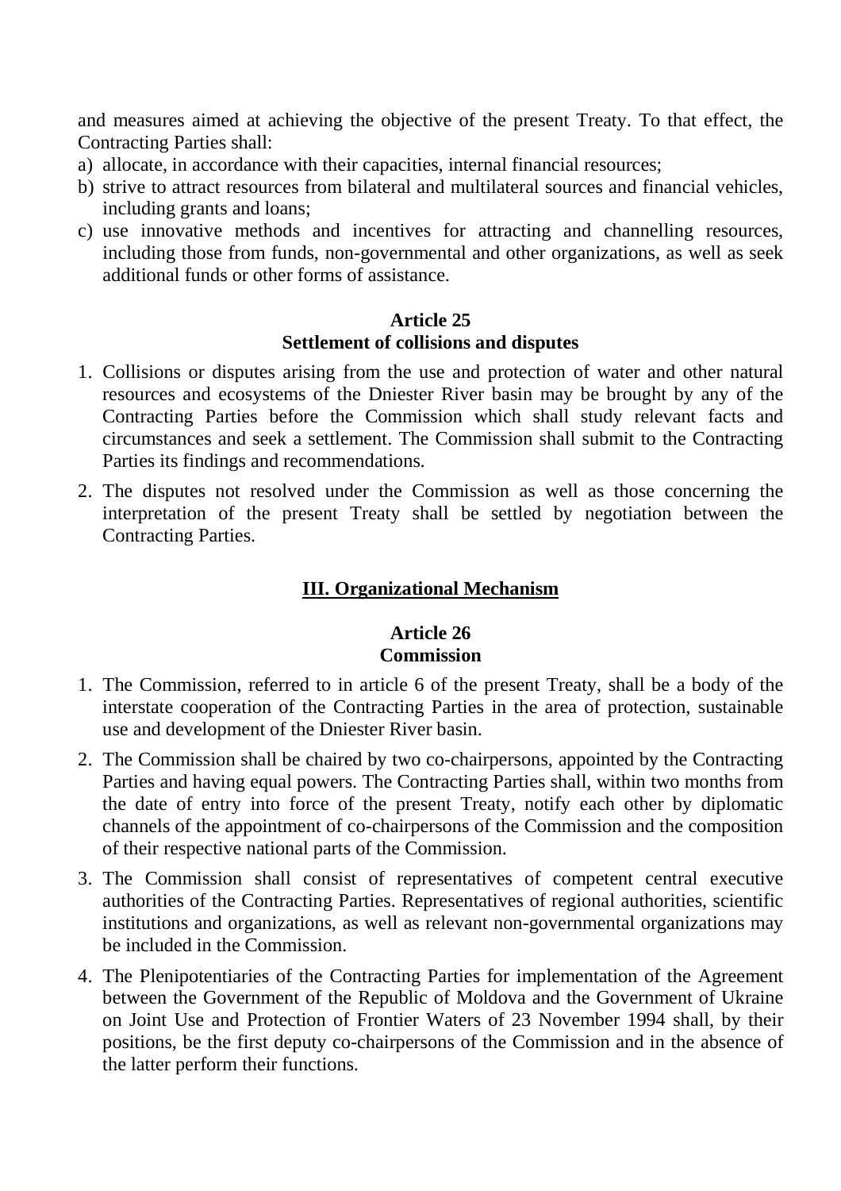and measures aimed at achieving the objective of the present Treaty. To that effect, the Contracting Parties shall:

a) allocate, in accordance with their capacities, internal financial resources;
b) strive to attract resources from bilateral and multilateral sources and financial vehicles, including grants and loans;
c) use innovative methods and incentives for attracting and channelling resources, including those from funds, non-governmental and other organizations, as well as seek additional funds or other forms of assistance.

**Article 25**
**Settlement of collisions and disputes**

1. Collisions or disputes arising from the use and protection of water and other natural resources and ecosystems of the Dniester River basin may be brought by any of the Contracting Parties before the Commission which shall study relevant facts and circumstances and seek a settlement. The Commission shall submit to the Contracting Parties its findings and recommendations.
2. The disputes not resolved under the Commission as well as those concerning the interpretation of the present Treaty shall be settled by negotiation between the Contracting Parties.

## III. Organizational Mechanism

**Article 26**
**Commission**

1. The Commission, referred to in article 6 of the present Treaty, shall be a body of the interstate cooperation of the Contracting Parties in the area of protection, sustainable use and development of the Dniester River basin.
2. The Commission shall be chaired by two co-chairpersons, appointed by the Contracting Parties and having equal powers. The Contracting Parties shall, within two months from the date of entry into force of the present Treaty, notify each other by diplomatic channels of the appointment of co-chairpersons of the Commission and the composition of their respective national parts of the Commission.
3. The Commission shall consist of representatives of competent central executive authorities of the Contracting Parties. Representatives of regional authorities, scientific institutions and organizations, as well as relevant non-governmental organizations may be included in the Commission.
4. The Plenipotentiaries of the Contracting Parties for implementation of the Agreement between the Government of the Republic of Moldova and the Government of Ukraine on Joint Use and Protection of Frontier Waters of 23 November 1994 shall, by their positions, be the first deputy co-chairpersons of the Commission and in the absence of the latter perform their functions.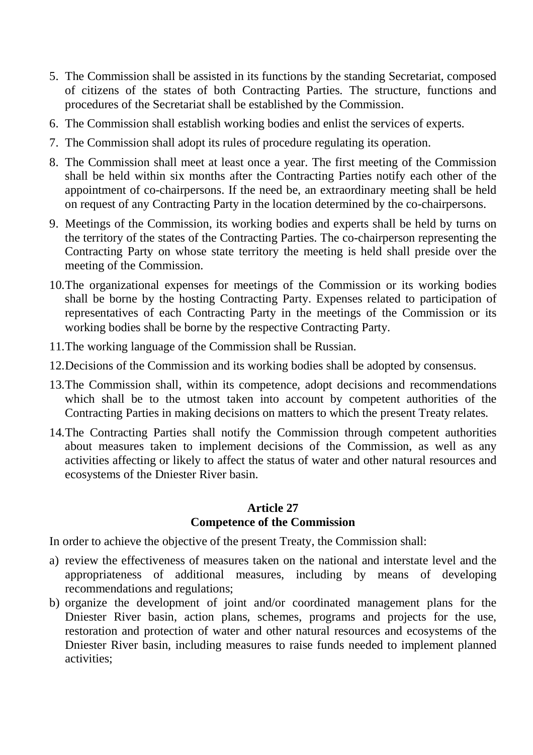5. The Commission shall be assisted in its functions by the standing Secretariat, composed of citizens of the states of both Contracting Parties. The structure, functions and procedures of the Secretariat shall be established by the Commission.
6. The Commission shall establish working bodies and enlist the services of experts.
7. The Commission shall adopt its rules of procedure regulating its operation.
8. The Commission shall meet at least once a year. The first meeting of the Commission shall be held within six months after the Contracting Parties notify each other of the appointment of co-chairpersons. If the need be, an extraordinary meeting shall be held on request of any Contracting Party in the location determined by the co-chairpersons.
9. Meetings of the Commission, its working bodies and experts shall be held by turns on the territory of the states of the Contracting Parties. The co-chairperson representing the Contracting Party on whose state territory the meeting is held shall preside over the meeting of the Commission.
10. The organizational expenses for meetings of the Commission or its working bodies shall be borne by the hosting Contracting Party. Expenses related to participation of representatives of each Contracting Party in the meetings of the Commission or its working bodies shall be borne by the respective Contracting Party.
11. The working language of the Commission shall be Russian.
12. Decisions of the Commission and its working bodies shall be adopted by consensus.
13. The Commission shall, within its competence, adopt decisions and recommendations which shall be to the utmost taken into account by competent authorities of the Contracting Parties in making decisions on matters to which the present Treaty relates.
14. The Contracting Parties shall notify the Commission through competent authorities about measures taken to implement decisions of the Commission, as well as any activities affecting or likely to affect the status of water and other natural resources and ecosystems of the Dniester River basin.

### Article 27
### Competence of the Commission

In order to achieve the objective of the present Treaty, the Commission shall:

a) review the effectiveness of measures taken on the national and interstate level and the appropriateness of additional measures, including by means of developing recommendations and regulations;
b) organize the development of joint and/or coordinated management plans for the Dniester River basin, action plans, schemes, programs and projects for the use, restoration and protection of water and other natural resources and ecosystems of the Dniester River basin, including measures to raise funds needed to implement planned activities;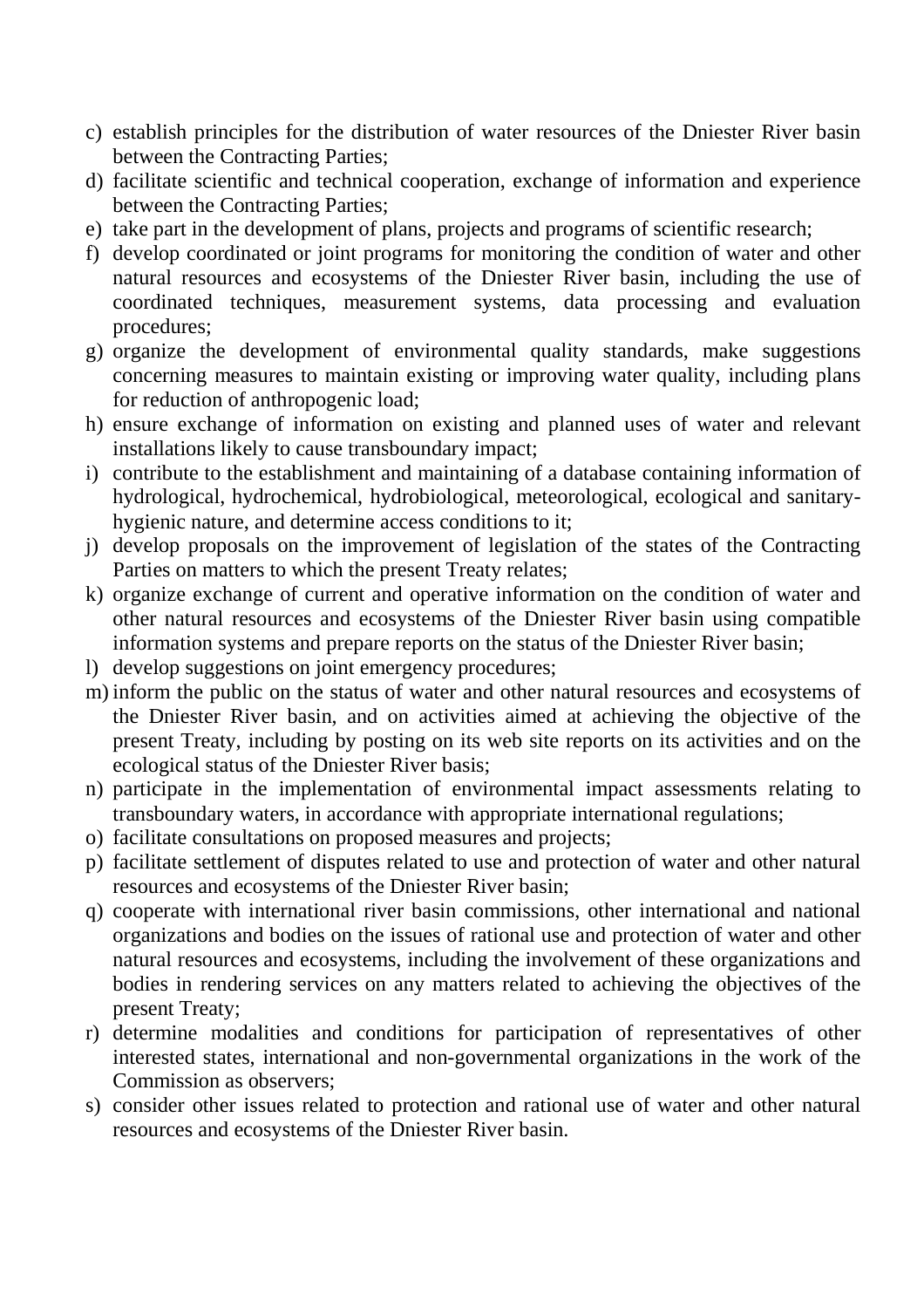c) establish principles for the distribution of water resources of the Dniester River basin between the Contracting Parties;
d) facilitate scientific and technical cooperation, exchange of information and experience between the Contracting Parties;
e) take part in the development of plans, projects and programs of scientific research;
f) develop coordinated or joint programs for monitoring the condition of water and other natural resources and ecosystems of the Dniester River basin, including the use of coordinated techniques, measurement systems, data processing and evaluation procedures;
g) organize the development of environmental quality standards, make suggestions concerning measures to maintain existing or improving water quality, including plans for reduction of anthropogenic load;
h) ensure exchange of information on existing and planned uses of water and relevant installations likely to cause transboundary impact;
i) contribute to the establishment and maintaining of a database containing information of hydrological, hydrochemical, hydrobiological, meteorological, ecological and sanitary-hygienic nature, and determine access conditions to it;
j) develop proposals on the improvement of legislation of the states of the Contracting Parties on matters to which the present Treaty relates;
k) organize exchange of current and operative information on the condition of water and other natural resources and ecosystems of the Dniester River basin using compatible information systems and prepare reports on the status of the Dniester River basin;
l) develop suggestions on joint emergency procedures;
m) inform the public on the status of water and other natural resources and ecosystems of the Dniester River basin, and on activities aimed at achieving the objective of the present Treaty, including by posting on its web site reports on its activities and on the ecological status of the Dniester River basis;
n) participate in the implementation of environmental impact assessments relating to transboundary waters, in accordance with appropriate international regulations;
o) facilitate consultations on proposed measures and projects;
p) facilitate settlement of disputes related to use and protection of water and other natural resources and ecosystems of the Dniester River basin;
q) cooperate with international river basin commissions, other international and national organizations and bodies on the issues of rational use and protection of water and other natural resources and ecosystems, including the involvement of these organizations and bodies in rendering services on any matters related to achieving the objectives of the present Treaty;
r) determine modalities and conditions for participation of representatives of other interested states, international and non-governmental organizations in the work of the Commission as observers;
s) consider other issues related to protection and rational use of water and other natural resources and ecosystems of the Dniester River basin.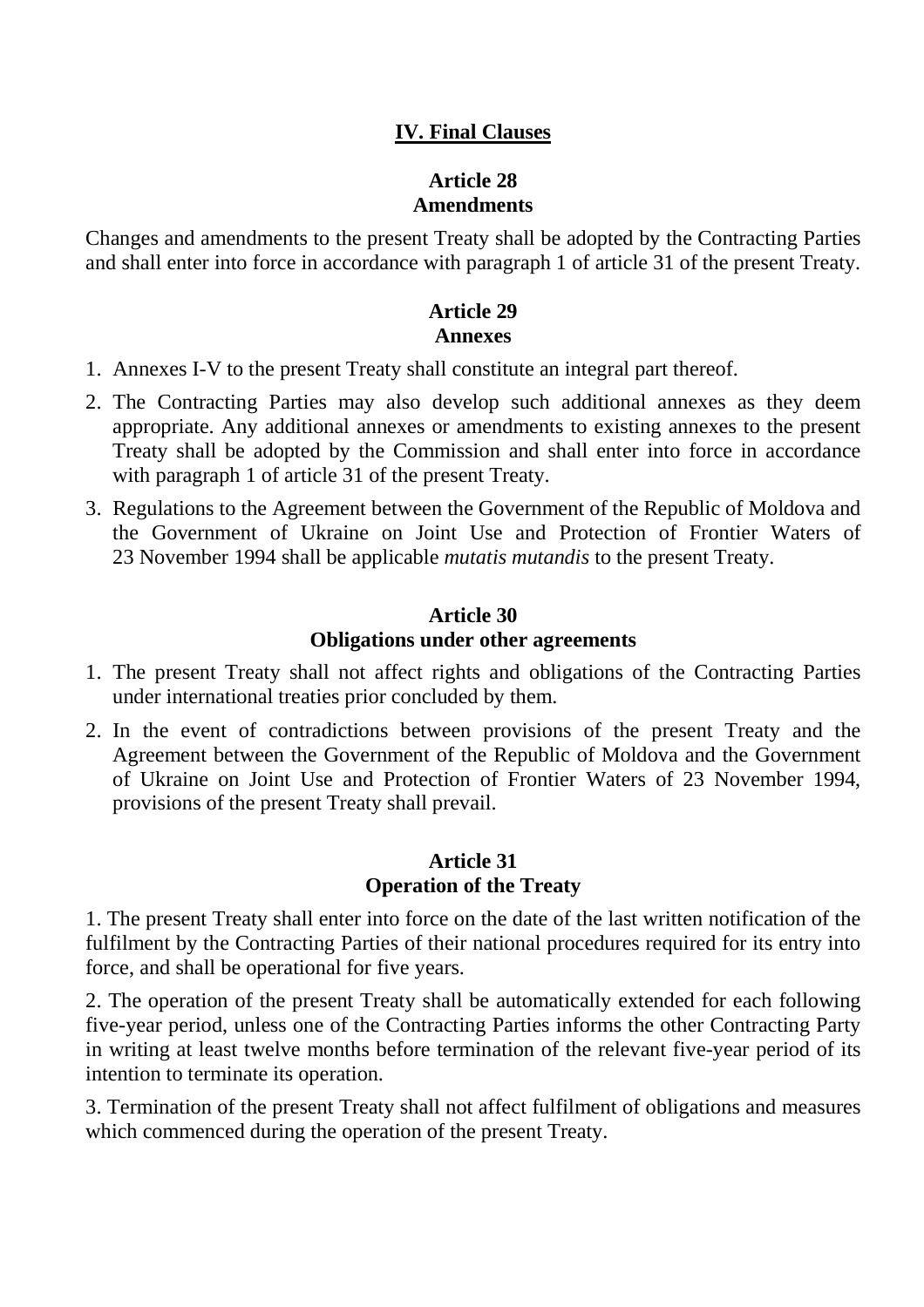## IV. Final Clauses

### Article 28
### Amendments

Changes and amendments to the present Treaty shall be adopted by the Contracting Parties and shall enter into force in accordance with paragraph 1 of article 31 of the present Treaty.

### Article 29
### Annexes

1. Annexes I-V to the present Treaty shall constitute an integral part thereof.
2. The Contracting Parties may also develop such additional annexes as they deem appropriate. Any additional annexes or amendments to existing annexes to the present Treaty shall be adopted by the Commission and shall enter into force in accordance with paragraph 1 of article 31 of the present Treaty.
3. Regulations to the Agreement between the Government of the Republic of Moldova and the Government of Ukraine on Joint Use and Protection of Frontier Waters of 23 November 1994 shall be applicable *mutatis mutandis* to the present Treaty.

### Article 30
### Obligations under other agreements

1. The present Treaty shall not affect rights and obligations of the Contracting Parties under international treaties prior concluded by them.
2. In the event of contradictions between provisions of the present Treaty and the Agreement between the Government of the Republic of Moldova and the Government of Ukraine on Joint Use and Protection of Frontier Waters of 23 November 1994, provisions of the present Treaty shall prevail.

### Article 31
### Operation of the Treaty

1. The present Treaty shall enter into force on the date of the last written notification of the fulfilment by the Contracting Parties of their national procedures required for its entry into force, and shall be operational for five years.

2. The operation of the present Treaty shall be automatically extended for each following five-year period, unless one of the Contracting Parties informs the other Contracting Party in writing at least twelve months before termination of the relevant five-year period of its intention to terminate its operation.

3. Termination of the present Treaty shall not affect fulfilment of obligations and measures which commenced during the operation of the present Treaty.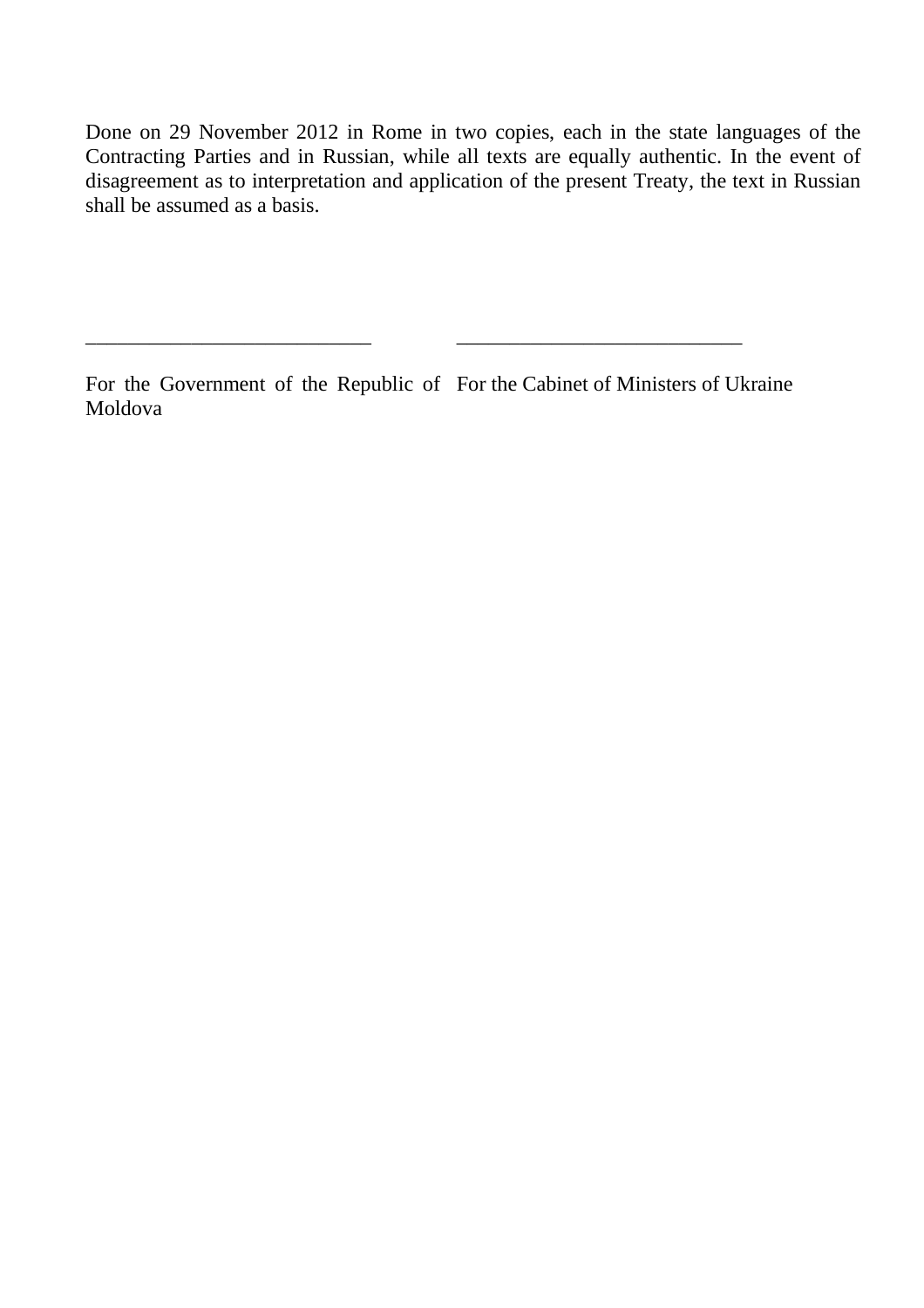Done on 29 November 2012 in Rome in two copies, each in the state languages of the Contracting Parties and in Russian, while all texts are equally authentic. In the event of disagreement as to interpretation and application of the present Treaty, the text in Russian shall be assumed as a basis.

| ___________________________ | ___________________________ |
| --- | --- |
| For the Government of the Republic of Moldova | For the Cabinet of Ministers of Ukraine |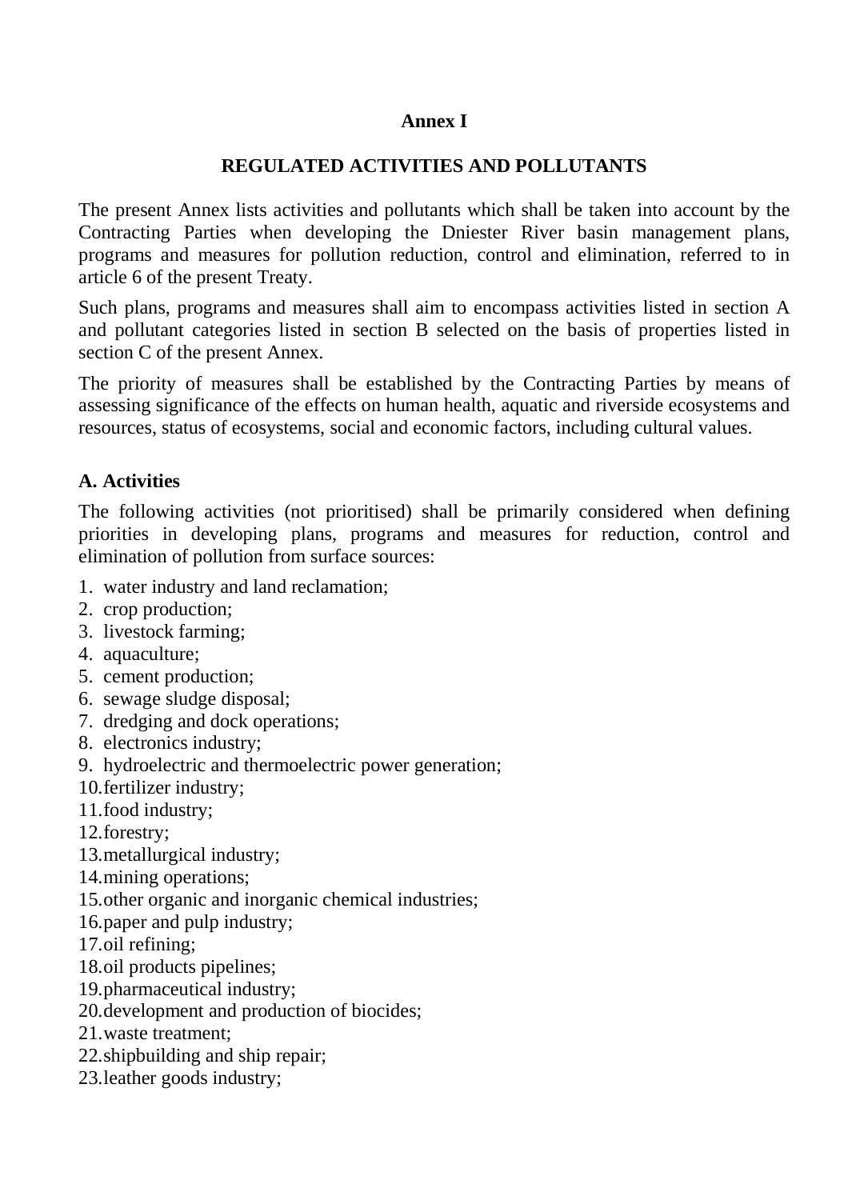# Annex I

## REGULATED ACTIVITIES AND POLLUTANTS

The present Annex lists activities and pollutants which shall be taken into account by the Contracting Parties when developing the Dniester River basin management plans, programs and measures for pollution reduction, control and elimination, referred to in article 6 of the present Treaty.

Such plans, programs and measures shall aim to encompass activities listed in section A and pollutant categories listed in section B selected on the basis of properties listed in section C of the present Annex.

The priority of measures shall be established by the Contracting Parties by means of assessing significance of the effects on human health, aquatic and riverside ecosystems and resources, status of ecosystems, social and economic factors, including cultural values.

### A. Activities

The following activities (not prioritised) shall be primarily considered when defining priorities in developing plans, programs and measures for reduction, control and elimination of pollution from surface sources:

1. water industry and land reclamation;
2. crop production;
3. livestock farming;
4. aquaculture;
5. cement production;
6. sewage sludge disposal;
7. dredging and dock operations;
8. electronics industry;
9. hydroelectric and thermoelectric power generation;
10. fertilizer industry;
11. food industry;
12. forestry;
13. metallurgical industry;
14. mining operations;
15. other organic and inorganic chemical industries;
16. paper and pulp industry;
17. oil refining;
18. oil products pipelines;
19. pharmaceutical industry;
20. development and production of biocides;
21. waste treatment;
22. shipbuilding and ship repair;
23. leather goods industry;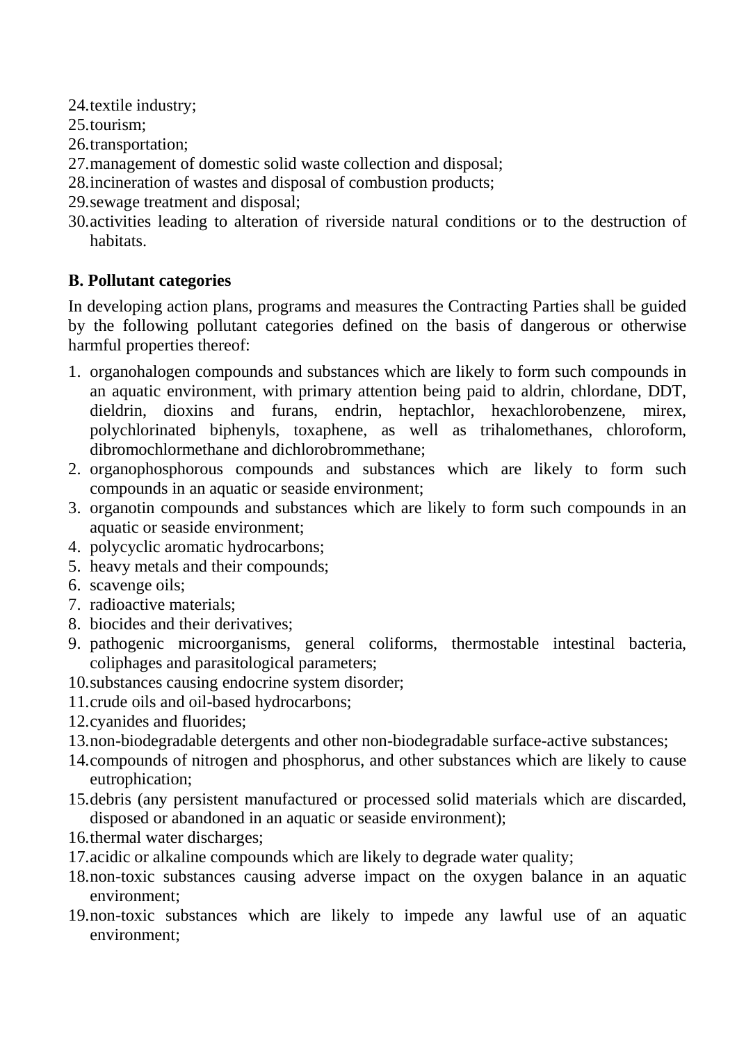24. textile industry;
25. tourism;
26. transportation;
27. management of domestic solid waste collection and disposal;
28. incineration of wastes and disposal of combustion products;
29. sewage treatment and disposal;
30. activities leading to alteration of riverside natural conditions or to the destruction of habitats.

**B. Pollutant categories**

In developing action plans, programs and measures the Contracting Parties shall be guided by the following pollutant categories defined on the basis of dangerous or otherwise harmful properties thereof:

1. organohalogen compounds and substances which are likely to form such compounds in an aquatic environment, with primary attention being paid to aldrin, chlordane, DDT, dieldrin, dioxins and furans, endrin, heptachlor, hexachlorobenzene, mirex, polychlorinated biphenyls, toxaphene, as well as trihalomethanes, chloroform, dibromochlormethane and dichlorobrommethane;
2. organophosphorous compounds and substances which are likely to form such compounds in an aquatic or seaside environment;
3. organotin compounds and substances which are likely to form such compounds in an aquatic or seaside environment;
4. polycyclic aromatic hydrocarbons;
5. heavy metals and their compounds;
6. scavenge oils;
7. radioactive materials;
8. biocides and their derivatives;
9. pathogenic microorganisms, general coliforms, thermostable intestinal bacteria, coliphages and parasitological parameters;
10. substances causing endocrine system disorder;
11. crude oils and oil-based hydrocarbons;
12. cyanides and fluorides;
13. non-biodegradable detergents and other non-biodegradable surface-active substances;
14. compounds of nitrogen and phosphorus, and other substances which are likely to cause eutrophication;
15. debris (any persistent manufactured or processed solid materials which are discarded, disposed or abandoned in an aquatic or seaside environment);
16. thermal water discharges;
17. acidic or alkaline compounds which are likely to degrade water quality;
18. non-toxic substances causing adverse impact on the oxygen balance in an aquatic environment;
19. non-toxic substances which are likely to impede any lawful use of an aquatic environment;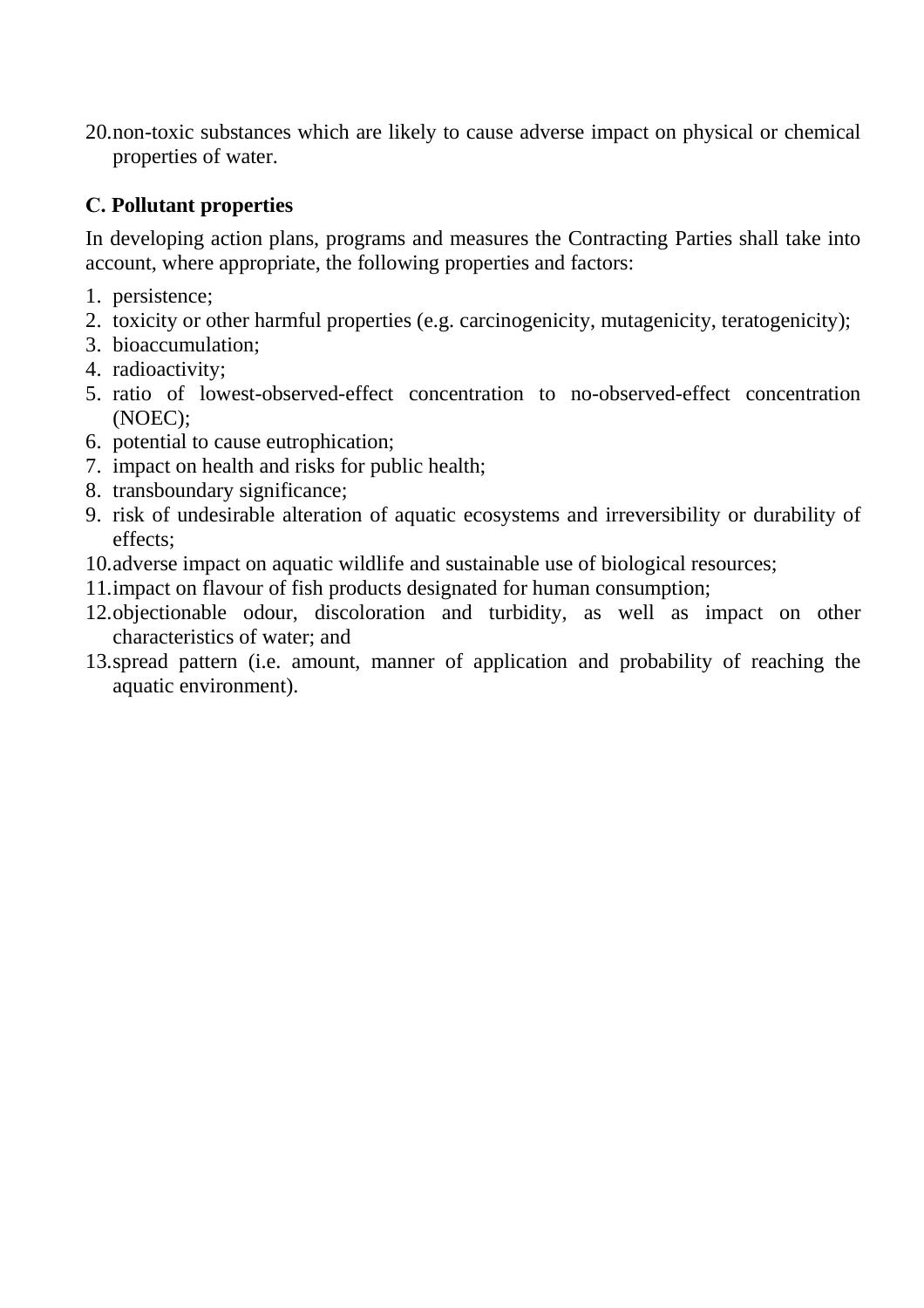20. non-toxic substances which are likely to cause adverse impact on physical or chemical properties of water.

**C. Pollutant properties**

In developing action plans, programs and measures the Contracting Parties shall take into account, where appropriate, the following properties and factors:

1. persistence;
2. toxicity or other harmful properties (e.g. carcinogenicity, mutagenicity, teratogenicity);
3. bioaccumulation;
4. radioactivity;
5. ratio of lowest-observed-effect concentration to no-observed-effect concentration (NOEC);
6. potential to cause eutrophication;
7. impact on health and risks for public health;
8. transboundary significance;
9. risk of undesirable alteration of aquatic ecosystems and irreversibility or durability of effects;
10. adverse impact on aquatic wildlife and sustainable use of biological resources;
11. impact on flavour of fish products designated for human consumption;
12. objectionable odour, discoloration and turbidity, as well as impact on other characteristics of water; and
13. spread pattern (i.e. amount, manner of application and probability of reaching the aquatic environment).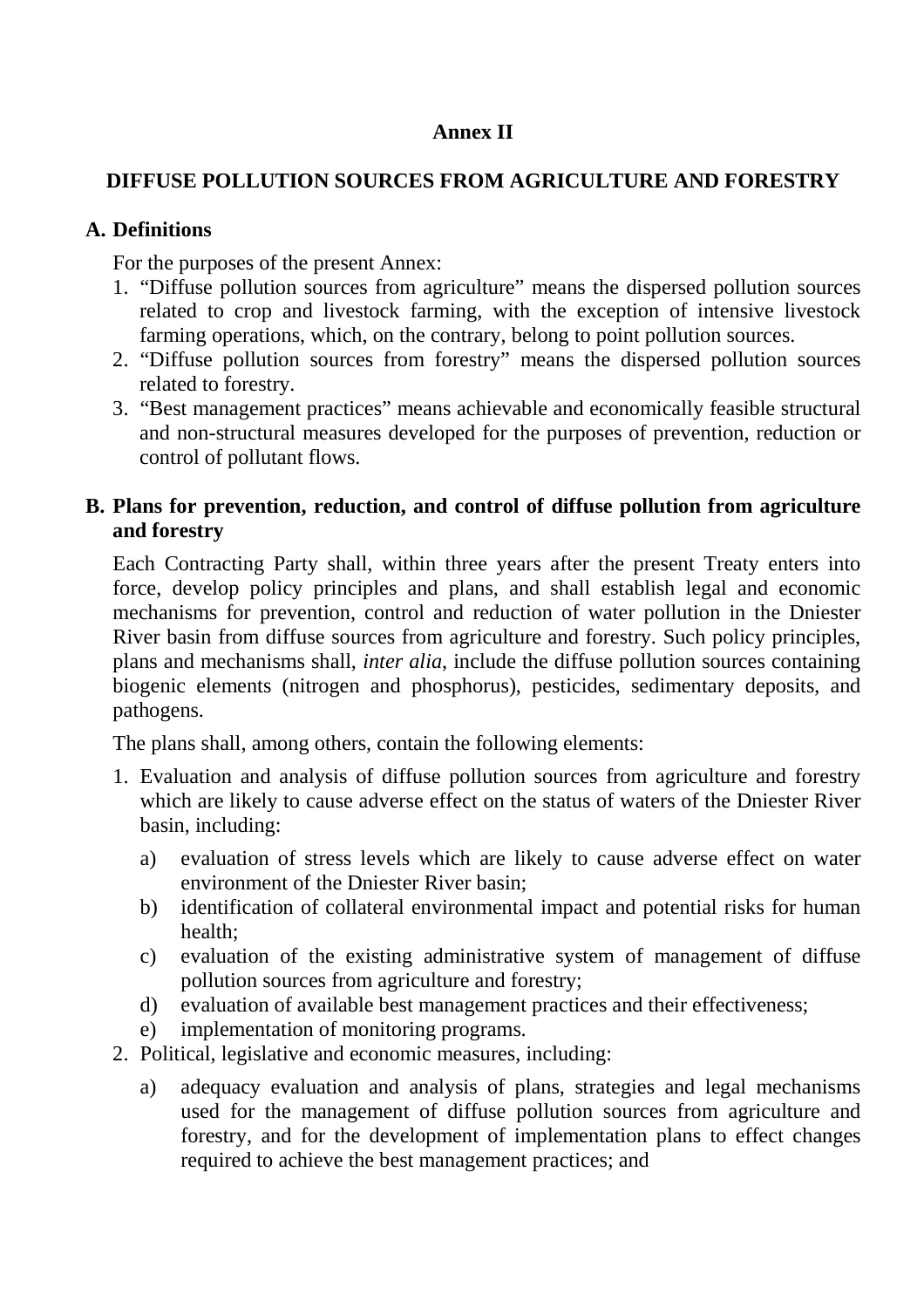**Annex II**

**DIFFUSE POLLUTION SOURCES FROM AGRICULTURE AND FORESTRY**

**A. Definitions**

For the purposes of the present Annex:

1. "Diffuse pollution sources from agriculture" means the dispersed pollution sources related to crop and livestock farming, with the exception of intensive livestock farming operations, which, on the contrary, belong to point pollution sources.
2. "Diffuse pollution sources from forestry" means the dispersed pollution sources related to forestry.
3. "Best management practices" means achievable and economically feasible structural and non-structural measures developed for the purposes of prevention, reduction or control of pollutant flows.

**B. Plans for prevention, reduction, and control of diffuse pollution from agriculture and forestry**

Each Contracting Party shall, within three years after the present Treaty enters into force, develop policy principles and plans, and shall establish legal and economic mechanisms for prevention, control and reduction of water pollution in the Dniester River basin from diffuse sources from agriculture and forestry. Such policy principles, plans and mechanisms shall, *inter alia*, include the diffuse pollution sources containing biogenic elements (nitrogen and phosphorus), pesticides, sedimentary deposits, and pathogens.

The plans shall, among others, contain the following elements:

1. Evaluation and analysis of diffuse pollution sources from agriculture and forestry which are likely to cause adverse effect on the status of waters of the Dniester River basin, including:
   a) evaluation of stress levels which are likely to cause adverse effect on water environment of the Dniester River basin;
   b) identification of collateral environmental impact and potential risks for human health;
   c) evaluation of the existing administrative system of management of diffuse pollution sources from agriculture and forestry;
   d) evaluation of available best management practices and their effectiveness;
   e) implementation of monitoring programs.
2. Political, legislative and economic measures, including:
   a) adequacy evaluation and analysis of plans, strategies and legal mechanisms used for the management of diffuse pollution sources from agriculture and forestry, and for the development of implementation plans to effect changes required to achieve the best management practices; and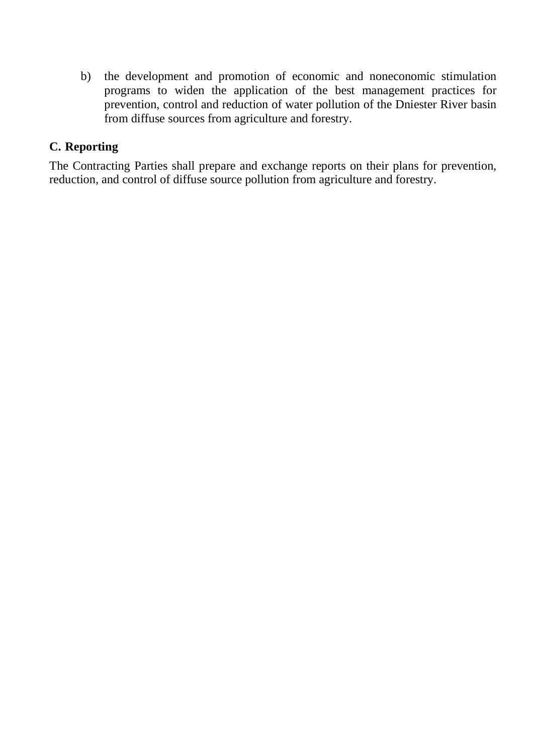b) the development and promotion of economic and noneconomic stimulation programs to widen the application of the best management practices for prevention, control and reduction of water pollution of the Dniester River basin from diffuse sources from agriculture and forestry.

## C. Reporting

The Contracting Parties shall prepare and exchange reports on their plans for prevention, reduction, and control of diffuse source pollution from agriculture and forestry.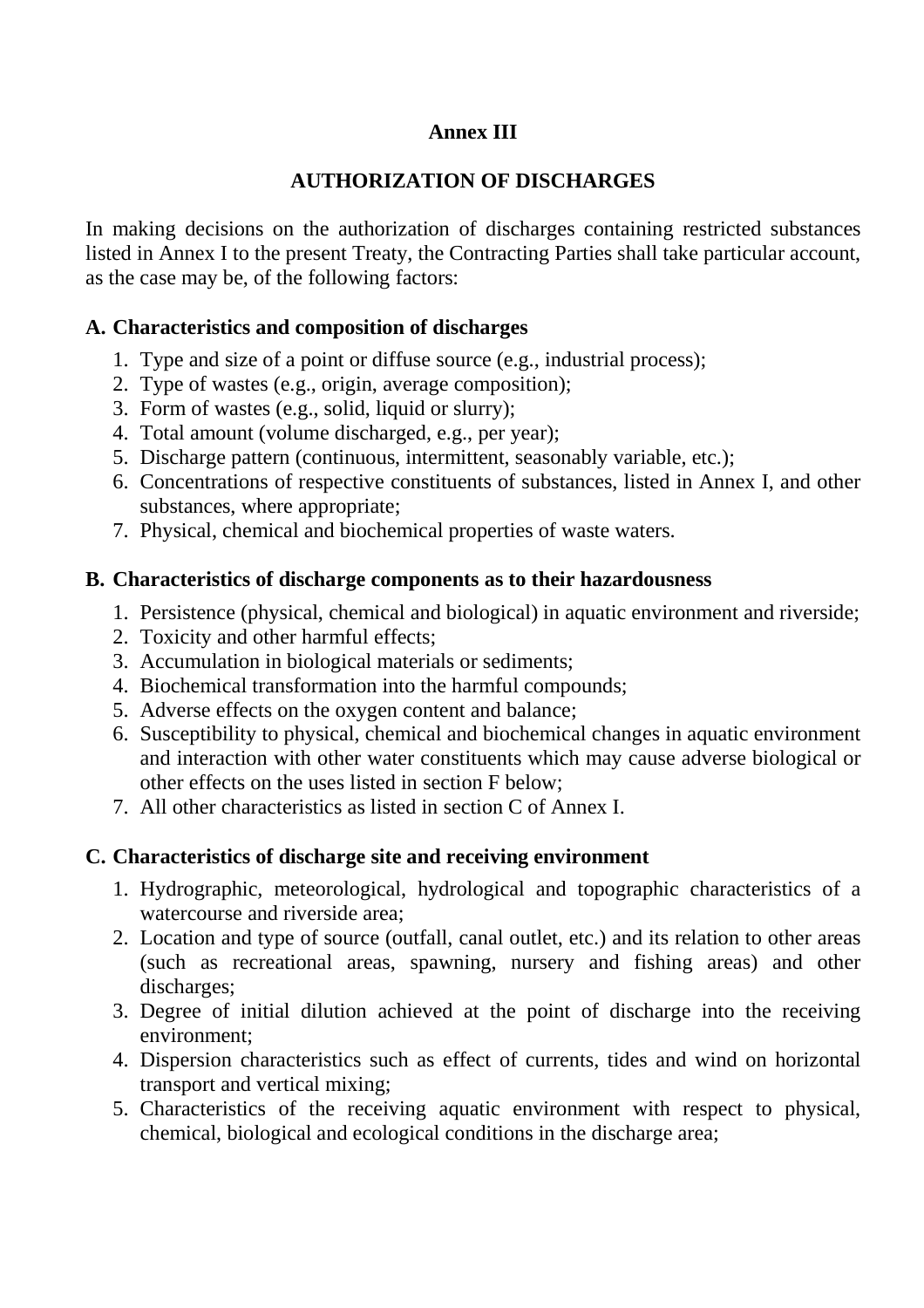## Annex III

## AUTHORIZATION OF DISCHARGES

In making decisions on the authorization of discharges containing restricted substances listed in Annex I to the present Treaty, the Contracting Parties shall take particular account, as the case may be, of the following factors:

### A. Characteristics and composition of discharges

1. Type and size of a point or diffuse source (e.g., industrial process);
2. Type of wastes (e.g., origin, average composition);
3. Form of wastes (e.g., solid, liquid or slurry);
4. Total amount (volume discharged, e.g., per year);
5. Discharge pattern (continuous, intermittent, seasonably variable, etc.);
6. Concentrations of respective constituents of substances, listed in Annex I, and other substances, where appropriate;
7. Physical, chemical and biochemical properties of waste waters.

### B. Characteristics of discharge components as to their hazardousness

1. Persistence (physical, chemical and biological) in aquatic environment and riverside;
2. Toxicity and other harmful effects;
3. Accumulation in biological materials or sediments;
4. Biochemical transformation into the harmful compounds;
5. Adverse effects on the oxygen content and balance;
6. Susceptibility to physical, chemical and biochemical changes in aquatic environment and interaction with other water constituents which may cause adverse biological or other effects on the uses listed in section F below;
7. All other characteristics as listed in section C of Annex I.

### C. Characteristics of discharge site and receiving environment

1. Hydrographic, meteorological, hydrological and topographic characteristics of a watercourse and riverside area;
2. Location and type of source (outfall, canal outlet, etc.) and its relation to other areas (such as recreational areas, spawning, nursery and fishing areas) and other discharges;
3. Degree of initial dilution achieved at the point of discharge into the receiving environment;
4. Dispersion characteristics such as effect of currents, tides and wind on horizontal transport and vertical mixing;
5. Characteristics of the receiving aquatic environment with respect to physical, chemical, biological and ecological conditions in the discharge area;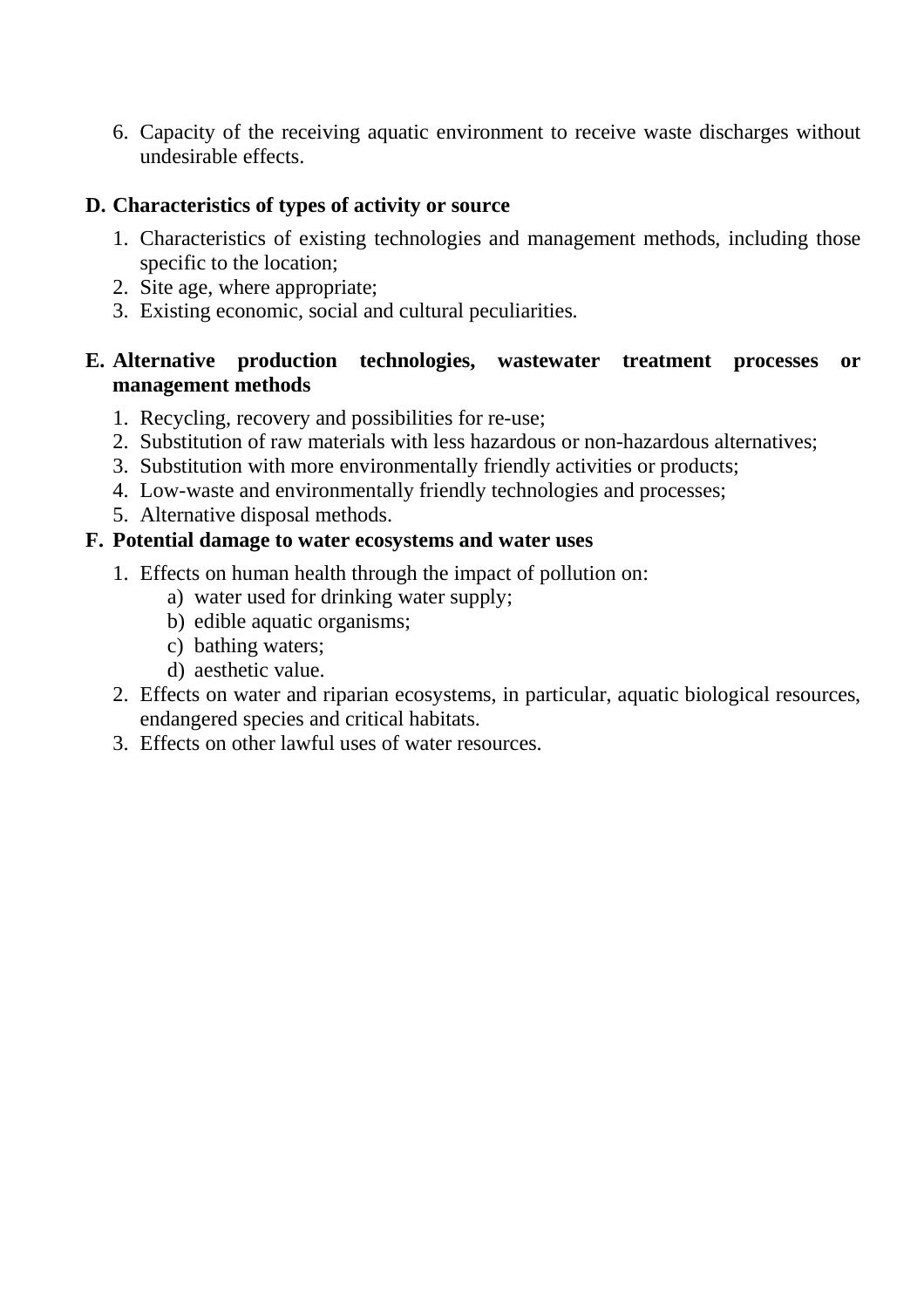6. Capacity of the receiving aquatic environment to receive waste discharges without undesirable effects.

**D. Characteristics of types of activity or source**

1. Characteristics of existing technologies and management methods, including those specific to the location;
2. Site age, where appropriate;
3. Existing economic, social and cultural peculiarities.

**E. Alternative production technologies, wastewater treatment processes or management methods**

1. Recycling, recovery and possibilities for re-use;
2. Substitution of raw materials with less hazardous or non-hazardous alternatives;
3. Substitution with more environmentally friendly activities or products;
4. Low-waste and environmentally friendly technologies and processes;
5. Alternative disposal methods.

**F. Potential damage to water ecosystems and water uses**

1. Effects on human health through the impact of pollution on:
   a) water used for drinking water supply;
   b) edible aquatic organisms;
   c) bathing waters;
   d) aesthetic value.
2. Effects on water and riparian ecosystems, in particular, aquatic biological resources, endangered species and critical habitats.
3. Effects on other lawful uses of water resources.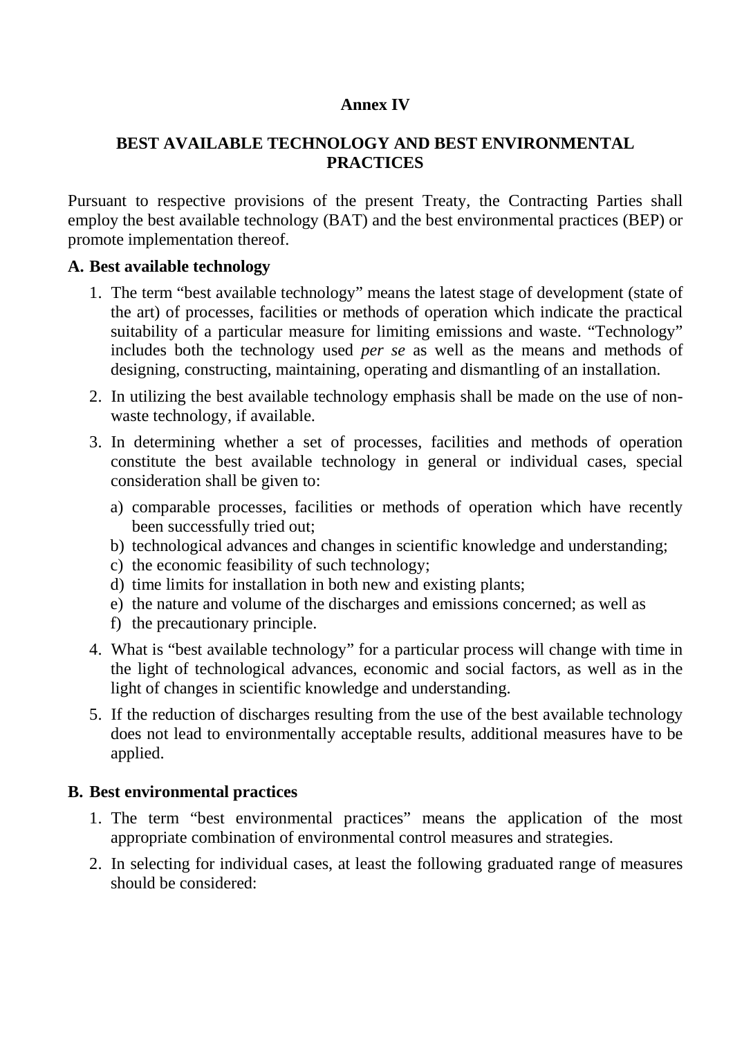# Annex IV

## BEST AVAILABLE TECHNOLOGY AND BEST ENVIRONMENTAL PRACTICES

Pursuant to respective provisions of the present Treaty, the Contracting Parties shall employ the best available technology (BAT) and the best environmental practices (BEP) or promote implementation thereof.

### A. Best available technology

1. The term "best available technology" means the latest stage of development (state of the art) of processes, facilities or methods of operation which indicate the practical suitability of a particular measure for limiting emissions and waste. "Technology" includes both the technology used *per se* as well as the means and methods of designing, constructing, maintaining, operating and dismantling of an installation.
2. In utilizing the best available technology emphasis shall be made on the use of non-waste technology, if available.
3. In determining whether a set of processes, facilities and methods of operation constitute the best available technology in general or individual cases, special consideration shall be given to:
   a) comparable processes, facilities or methods of operation which have recently been successfully tried out;
   b) technological advances and changes in scientific knowledge and understanding;
   c) the economic feasibility of such technology;
   d) time limits for installation in both new and existing plants;
   e) the nature and volume of the discharges and emissions concerned; as well as
   f) the precautionary principle.
4. What is "best available technology" for a particular process will change with time in the light of technological advances, economic and social factors, as well as in the light of changes in scientific knowledge and understanding.
5. If the reduction of discharges resulting from the use of the best available technology does not lead to environmentally acceptable results, additional measures have to be applied.

### B. Best environmental practices

1. The term "best environmental practices" means the application of the most appropriate combination of environmental control measures and strategies.
2. In selecting for individual cases, at least the following graduated range of measures should be considered: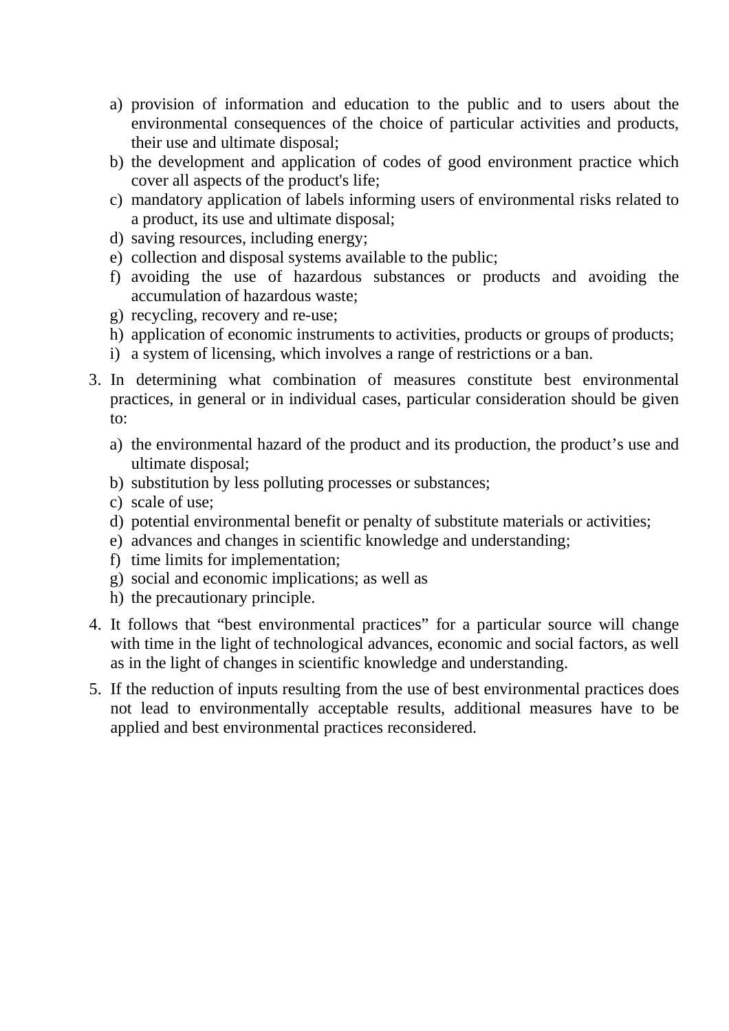a) provision of information and education to the public and to users about the environmental consequences of the choice of particular activities and products, their use and ultimate disposal;
b) the development and application of codes of good environment practice which cover all aspects of the product's life;
c) mandatory application of labels informing users of environmental risks related to a product, its use and ultimate disposal;
d) saving resources, including energy;
e) collection and disposal systems available to the public;
f) avoiding the use of hazardous substances or products and avoiding the accumulation of hazardous waste;
g) recycling, recovery and re-use;
h) application of economic instruments to activities, products or groups of products;
i) a system of licensing, which involves a range of restrictions or a ban.

3. In determining what combination of measures constitute best environmental practices, in general or in individual cases, particular consideration should be given to:

   a) the environmental hazard of the product and its production, the product’s use and ultimate disposal;
   b) substitution by less polluting processes or substances;
   c) scale of use;
   d) potential environmental benefit or penalty of substitute materials or activities;
   e) advances and changes in scientific knowledge and understanding;
   f) time limits for implementation;
   g) social and economic implications; as well as
   h) the precautionary principle.

4. It follows that “best environmental practices” for a particular source will change with time in the light of technological advances, economic and social factors, as well as in the light of changes in scientific knowledge and understanding.

5. If the reduction of inputs resulting from the use of best environmental practices does not lead to environmentally acceptable results, additional measures have to be applied and best environmental practices reconsidered.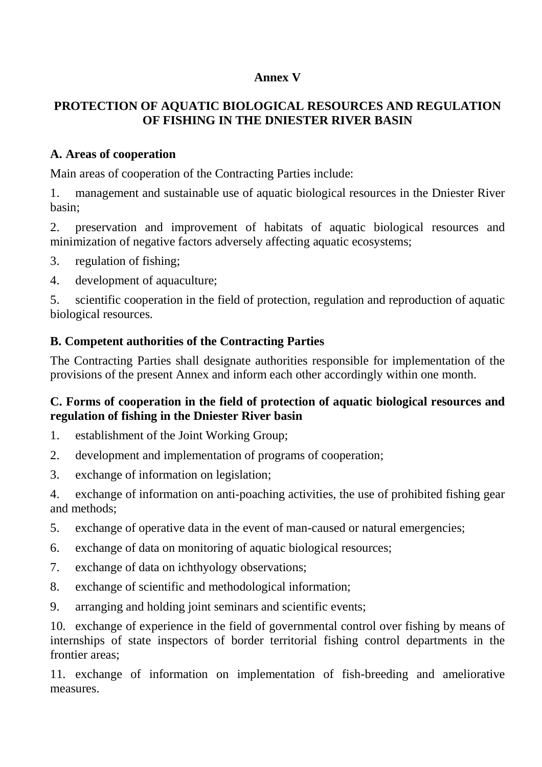# Annex V

## PROTECTION OF AQUATIC BIOLOGICAL RESOURCES AND REGULATION OF FISHING IN THE DNIESTER RIVER BASIN

### A. Areas of cooperation

Main areas of cooperation of the Contracting Parties include:

1. management and sustainable use of aquatic biological resources in the Dniester River basin;
2. preservation and improvement of habitats of aquatic biological resources and minimization of negative factors adversely affecting aquatic ecosystems;
3. regulation of fishing;
4. development of aquaculture;
5. scientific cooperation in the field of protection, regulation and reproduction of aquatic biological resources.

### B. Competent authorities of the Contracting Parties

The Contracting Parties shall designate authorities responsible for implementation of the provisions of the present Annex and inform each other accordingly within one month.

### C. Forms of cooperation in the field of protection of aquatic biological resources and regulation of fishing in the Dniester River basin

1. establishment of the Joint Working Group;
2. development and implementation of programs of cooperation;
3. exchange of information on legislation;
4. exchange of information on anti-poaching activities, the use of prohibited fishing gear and methods;
5. exchange of operative data in the event of man-caused or natural emergencies;
6. exchange of data on monitoring of aquatic biological resources;
7. exchange of data on ichthyology observations;
8. exchange of scientific and methodological information;
9. arranging and holding joint seminars and scientific events;
10. exchange of experience in the field of governmental control over fishing by means of internships of state inspectors of border territorial fishing control departments in the frontier areas;
11. exchange of information on implementation of fish-breeding and ameliorative measures.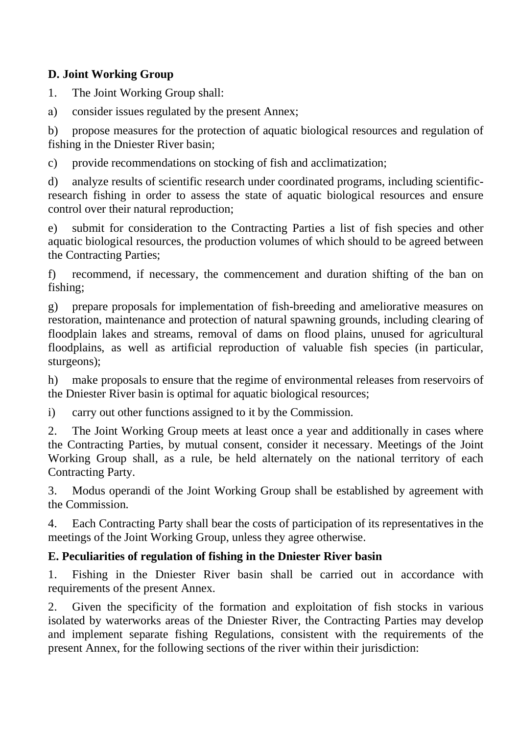**D. Joint Working Group**

1. The Joint Working Group shall:

a) consider issues regulated by the present Annex;

b) propose measures for the protection of aquatic biological resources and regulation of fishing in the Dniester River basin;

c) provide recommendations on stocking of fish and acclimatization;

d) analyze results of scientific research under coordinated programs, including scientific-research fishing in order to assess the state of aquatic biological resources and ensure control over their natural reproduction;

e) submit for consideration to the Contracting Parties a list of fish species and other aquatic biological resources, the production volumes of which should to be agreed between the Contracting Parties;

f) recommend, if necessary, the commencement and duration shifting of the ban on fishing;

g) prepare proposals for implementation of fish-breeding and ameliorative measures on restoration, maintenance and protection of natural spawning grounds, including clearing of floodplain lakes and streams, removal of dams on flood plains, unused for agricultural floodplains, as well as artificial reproduction of valuable fish species (in particular, sturgeons);

h) make proposals to ensure that the regime of environmental releases from reservoirs of the Dniester River basin is optimal for aquatic biological resources;

i) carry out other functions assigned to it by the Commission.

2. The Joint Working Group meets at least once a year and additionally in cases where the Contracting Parties, by mutual consent, consider it necessary. Meetings of the Joint Working Group shall, as a rule, be held alternately on the national territory of each Contracting Party.

3. Modus operandi of the Joint Working Group shall be established by agreement with the Commission.

4. Each Contracting Party shall bear the costs of participation of its representatives in the meetings of the Joint Working Group, unless they agree otherwise.

**E. Peculiarities of regulation of fishing in the Dniester River basin**

1. Fishing in the Dniester River basin shall be carried out in accordance with requirements of the present Annex.

2. Given the specificity of the formation and exploitation of fish stocks in various isolated by waterworks areas of the Dniester River, the Contracting Parties may develop and implement separate fishing Regulations, consistent with the requirements of the present Annex, for the following sections of the river within their jurisdiction: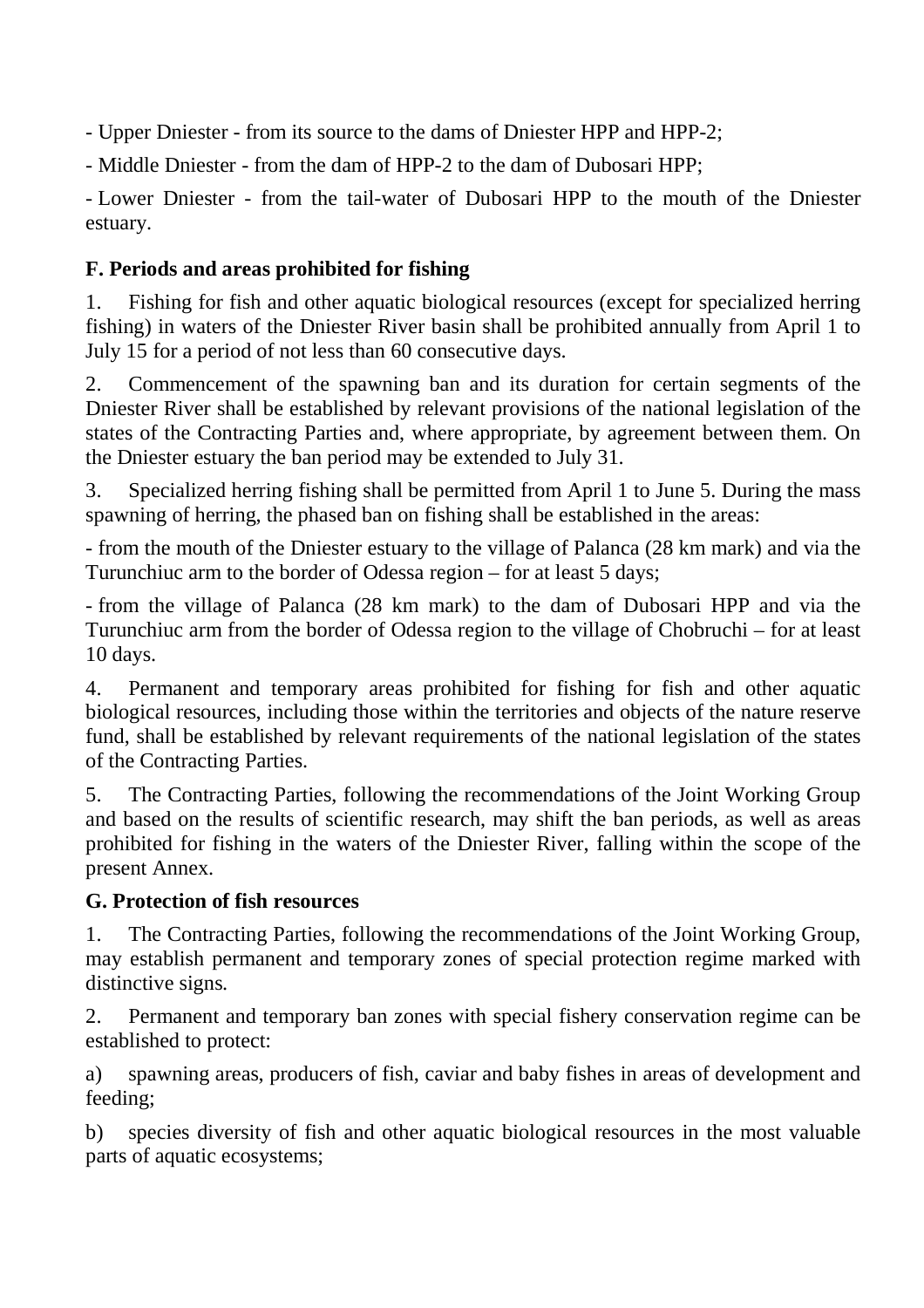- Upper Dniester - from its source to the dams of Dniester HPP and HPP-2;

- Middle Dniester - from the dam of HPP-2 to the dam of Dubosari HPP;

- Lower Dniester - from the tail-water of Dubosari HPP to the mouth of the Dniester estuary.

**F. Periods and areas prohibited for fishing**

1. Fishing for fish and other aquatic biological resources (except for specialized herring fishing) in waters of the Dniester River basin shall be prohibited annually from April 1 to July 15 for a period of not less than 60 consecutive days.

2. Commencement of the spawning ban and its duration for certain segments of the Dniester River shall be established by relevant provisions of the national legislation of the states of the Contracting Parties and, where appropriate, by agreement between them. On the Dniester estuary the ban period may be extended to July 31.

3. Specialized herring fishing shall be permitted from April 1 to June 5. During the mass spawning of herring, the phased ban on fishing shall be established in the areas:

- from the mouth of the Dniester estuary to the village of Palanca (28 km mark) and via the Turunchiuc arm to the border of Odessa region – for at least 5 days;

- from the village of Palanca (28 km mark) to the dam of Dubosari HPP and via the Turunchiuc arm from the border of Odessa region to the village of Chobruchi – for at least 10 days.

4. Permanent and temporary areas prohibited for fishing for fish and other aquatic biological resources, including those within the territories and objects of the nature reserve fund, shall be established by relevant requirements of the national legislation of the states of the Contracting Parties.

5. The Contracting Parties, following the recommendations of the Joint Working Group and based on the results of scientific research, may shift the ban periods, as well as areas prohibited for fishing in the waters of the Dniester River, falling within the scope of the present Annex.

**G. Protection of fish resources**

1. The Contracting Parties, following the recommendations of the Joint Working Group, may establish permanent and temporary zones of special protection regime marked with distinctive signs.

2. Permanent and temporary ban zones with special fishery conservation regime can be established to protect:

a) spawning areas, producers of fish, caviar and baby fishes in areas of development and feeding;

b) species diversity of fish and other aquatic biological resources in the most valuable parts of aquatic ecosystems;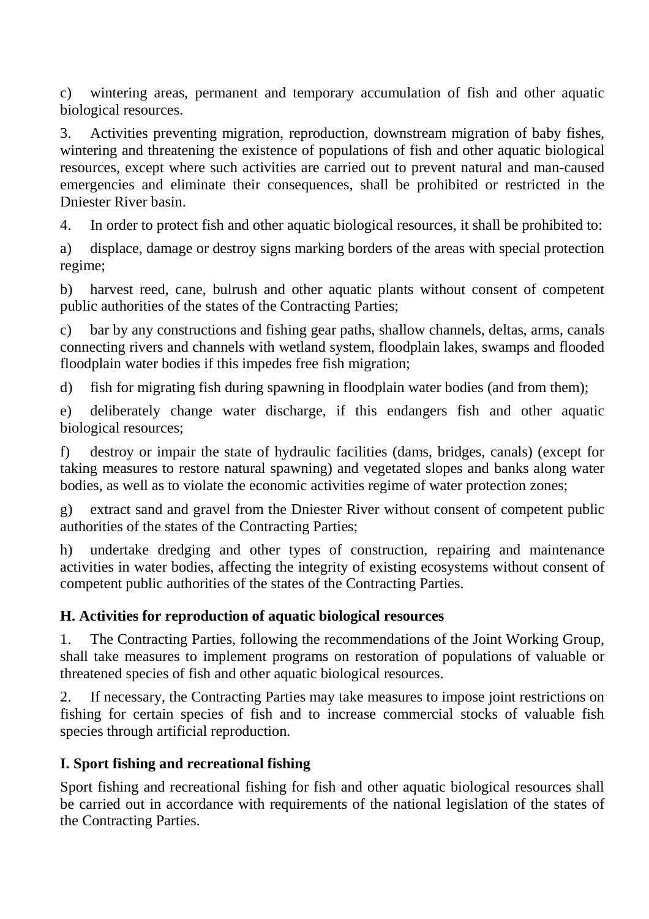c) wintering areas, permanent and temporary accumulation of fish and other aquatic biological resources.

3. Activities preventing migration, reproduction, downstream migration of baby fishes, wintering and threatening the existence of populations of fish and other aquatic biological resources, except where such activities are carried out to prevent natural and man-caused emergencies and eliminate their consequences, shall be prohibited or restricted in the Dniester River basin.

4. In order to protect fish and other aquatic biological resources, it shall be prohibited to:

a) displace, damage or destroy signs marking borders of the areas with special protection regime;

b) harvest reed, cane, bulrush and other aquatic plants without consent of competent public authorities of the states of the Contracting Parties;

c) bar by any constructions and fishing gear paths, shallow channels, deltas, arms, canals connecting rivers and channels with wetland system, floodplain lakes, swamps and flooded floodplain water bodies if this impedes free fish migration;

d) fish for migrating fish during spawning in floodplain water bodies (and from them);

e) deliberately change water discharge, if this endangers fish and other aquatic biological resources;

f) destroy or impair the state of hydraulic facilities (dams, bridges, canals) (except for taking measures to restore natural spawning) and vegetated slopes and banks along water bodies, as well as to violate the economic activities regime of water protection zones;

g) extract sand and gravel from the Dniester River without consent of competent public authorities of the states of the Contracting Parties;

h) undertake dredging and other types of construction, repairing and maintenance activities in water bodies, affecting the integrity of existing ecosystems without consent of competent public authorities of the states of the Contracting Parties.

### H. Activities for reproduction of aquatic biological resources

1. The Contracting Parties, following the recommendations of the Joint Working Group, shall take measures to implement programs on restoration of populations of valuable or threatened species of fish and other aquatic biological resources.

2. If necessary, the Contracting Parties may take measures to impose joint restrictions on fishing for certain species of fish and to increase commercial stocks of valuable fish species through artificial reproduction.

### I. Sport fishing and recreational fishing

Sport fishing and recreational fishing for fish and other aquatic biological resources shall be carried out in accordance with requirements of the national legislation of the states of the Contracting Parties.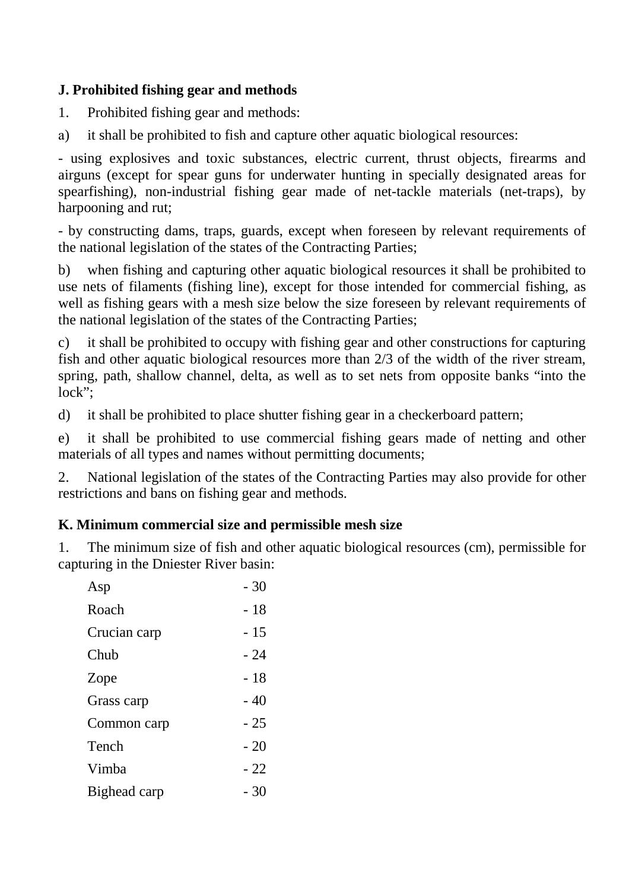### J. Prohibited fishing gear and methods

1. Prohibited fishing gear and methods:

a) it shall be prohibited to fish and capture other aquatic biological resources:

- using explosives and toxic substances, electric current, thrust objects, firearms and airguns (except for spear guns for underwater hunting in specially designated areas for spearfishing), non-industrial fishing gear made of net-tackle materials (net-traps), by harpooning and rut;

- by constructing dams, traps, guards, except when foreseen by relevant requirements of the national legislation of the states of the Contracting Parties;

b) when fishing and capturing other aquatic biological resources it shall be prohibited to use nets of filaments (fishing line), except for those intended for commercial fishing, as well as fishing gears with a mesh size below the size foreseen by relevant requirements of the national legislation of the states of the Contracting Parties;

c) it shall be prohibited to occupy with fishing gear and other constructions for capturing fish and other aquatic biological resources more than 2/3 of the width of the river stream, spring, path, shallow channel, delta, as well as to set nets from opposite banks "into the lock";

d) it shall be prohibited to place shutter fishing gear in a checkerboard pattern;

e) it shall be prohibited to use commercial fishing gears made of netting and other materials of all types and names without permitting documents;

2. National legislation of the states of the Contracting Parties may also provide for other restrictions and bans on fishing gear and methods.

### K. Minimum commercial size and permissible mesh size

1. The minimum size of fish and other aquatic biological resources (cm), permissible for capturing in the Dniester River basin:

| | |
|---|---|
| Asp | - 30 |
| Roach | - 18 |
| Crucian carp | - 15 |
| Chub | - 24 |
| Zope | - 18 |
| Grass carp | - 40 |
| Common carp | - 25 |
| Tench | - 20 |
| Vimba | - 22 |
| Bighead carp | - 30 |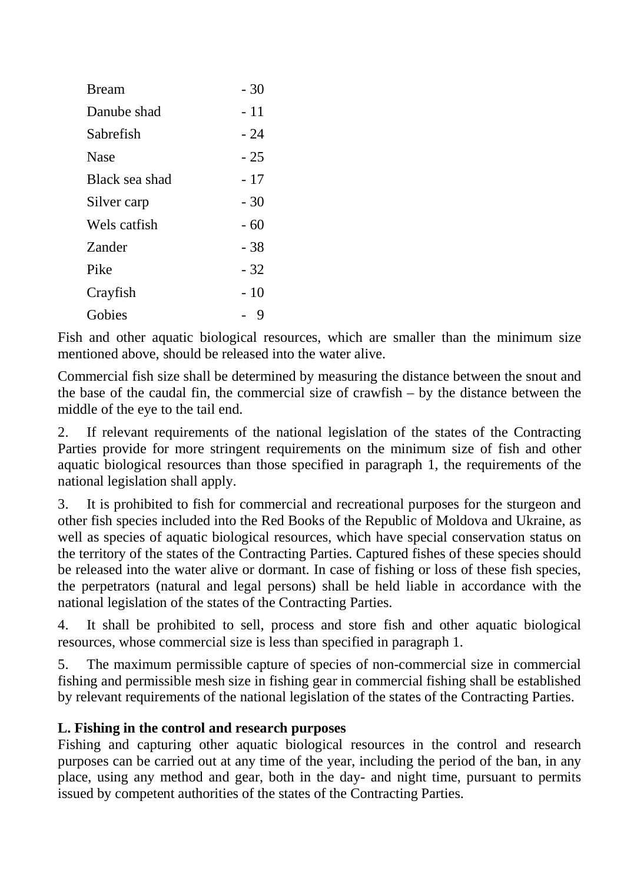| | |
|---|---|
| Bream | - 30 |
| Danube shad | - 11 |
| Sabrefish | - 24 |
| Nase | - 25 |
| Black sea shad | - 17 |
| Silver carp | - 30 |
| Wels catfish | - 60 |
| Zander | - 38 |
| Pike | - 32 |
| Crayfish | - 10 |
| Gobies | - 9 |

Fish and other aquatic biological resources, which are smaller than the minimum size mentioned above, should be released into the water alive.

Commercial fish size shall be determined by measuring the distance between the snout and the base of the caudal fin, the commercial size of crawfish – by the distance between the middle of the eye to the tail end.

2. If relevant requirements of the national legislation of the states of the Contracting Parties provide for more stringent requirements on the minimum size of fish and other aquatic biological resources than those specified in paragraph 1, the requirements of the national legislation shall apply.

3. It is prohibited to fish for commercial and recreational purposes for the sturgeon and other fish species included into the Red Books of the Republic of Moldova and Ukraine, as well as species of aquatic biological resources, which have special conservation status on the territory of the states of the Contracting Parties. Captured fishes of these species should be released into the water alive or dormant. In case of fishing or loss of these fish species, the perpetrators (natural and legal persons) shall be held liable in accordance with the national legislation of the states of the Contracting Parties.

4. It shall be prohibited to sell, process and store fish and other aquatic biological resources, whose commercial size is less than specified in paragraph 1.

5. The maximum permissible capture of species of non-commercial size in commercial fishing and permissible mesh size in fishing gear in commercial fishing shall be established by relevant requirements of the national legislation of the states of the Contracting Parties.

**L. Fishing in the control and research purposes**

Fishing and capturing other aquatic biological resources in the control and research purposes can be carried out at any time of the year, including the period of the ban, in any place, using any method and gear, both in the day- and night time, pursuant to permits issued by competent authorities of the states of the Contracting Parties.